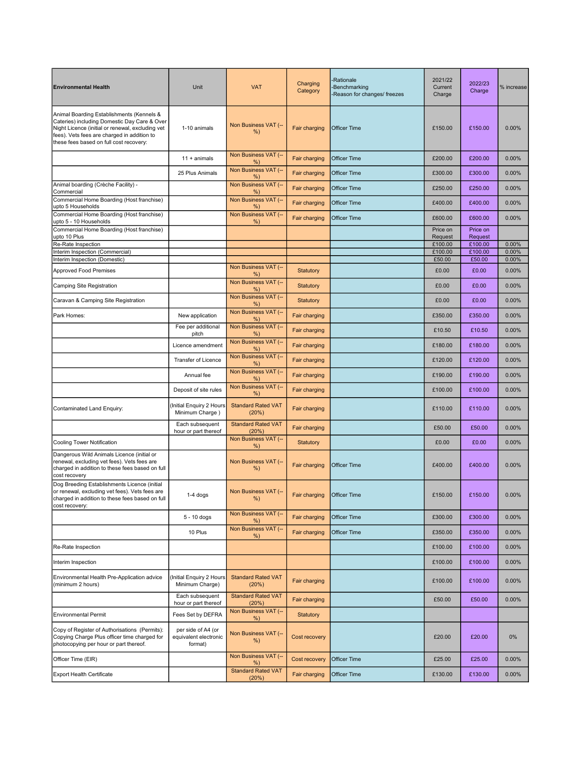| Environmental Health | Unit | VAT | Charging Category | -Rationale -Benchmarking -Reason for changes/ freezes | 2021/22 Current Charge | 2022/23 Charge | % increase |
|---|---|---|---|---|---|---|---|
| Animal Boarding Establishments (Kennels & Cateries) including Domestic Day Care & Over Night Licence (initial or renewal, excluding vet fees). Vets fees are charged in addition to these fees based on full cost recovery: | 1-10 animals | Non Business VAT (--%) | Fair charging | Officer Time | £150.00 | £150.00 | 0.00% |
| | 11 + animals | Non Business VAT (--%) | Fair charging | Officer Time | £200.00 | £200.00 | 0.00% |
| | 25 Plus Animals | Non Business VAT (--%) | Fair charging | Officer Time | £300.00 | £300.00 | 0.00% |
| Animal boarding (Crèche Facility) - Commercial | | Non Business VAT (--%) | Fair charging | Officer Time | £250.00 | £250.00 | 0.00% |
| Commercial Home Boarding (Host franchise) upto 5 Households | | Non Business VAT (--%) | Fair charging | Officer Time | £400.00 | £400.00 | 0.00% |
| Commercial Home Boarding (Host franchise) upto 5 - 10 Households | | Non Business VAT (--%) | Fair charging | Officer Time | £600.00 | £600.00 | 0.00% |
| Commercial Home Boarding (Host franchise) upto 10 Plus | | | | | Price on Request | Price on Request | |
| Re-Rate Inspection | | | | | £100.00 | £100.00 | 0.00% |
| Interim Inspection (Commercial) | | | | | £100.00 | £100.00 | 0.00% |
| Interim Inspection (Domestic) | | | | | £50.00 | £50.00 | 0.00% |
| Approved Food Premises | | Non Business VAT (--%) | Statutory | | £0.00 | £0.00 | 0.00% |
| Camping Site Registration | | Non Business VAT (--%) | Statutory | | £0.00 | £0.00 | 0.00% |
| Caravan & Camping Site Registration | | Non Business VAT (--%) | Statutory | | £0.00 | £0.00 | 0.00% |
| Park Homes: | New application | Non Business VAT (--%) | Fair charging | | £350.00 | £350.00 | 0.00% |
| | Fee per additional pitch | Non Business VAT (--%) | Fair charging | | £10.50 | £10.50 | 0.00% |
| | Licence amendment | Non Business VAT (--%) | Fair charging | | £180.00 | £180.00 | 0.00% |
| | Transfer of Licence | Non Business VAT (--%) | Fair charging | | £120.00 | £120.00 | 0.00% |
| | Annual fee | Non Business VAT (--%) | Fair charging | | £190.00 | £190.00 | 0.00% |
| | Deposit of site rules | Non Business VAT (--%) | Fair charging | | £100.00 | £100.00 | 0.00% |
| Contaminated Land Enquiry: | (Initial Enquiry 2 Hours Minimum Charge ) | Standard Rated VAT (20%) | Fair charging | | £110.00 | £110.00 | 0.00% |
| | Each subsequent hour or part thereof | Standard Rated VAT (20%) | Fair charging | | £50.00 | £50.00 | 0.00% |
| Cooling Tower Notification | | Non Business VAT (--%) | Statutory | | £0.00 | £0.00 | 0.00% |
| Dangerous Wild Animals Licence (initial or renewal, excluding vet fees). Vets fees are charged in addition to these fees based on full cost recovery | | Non Business VAT (--%) | Fair charging | Officer Time | £400.00 | £400.00 | 0.00% |
| Dog Breeding Establishments Licence (initial or renewal, excluding vet fees). Vets fees are charged in addition to these fees based on full cost recovery: | 1-4 dogs | Non Business VAT (--%) | Fair charging | Officer Time | £150.00 | £150.00 | 0.00% |
| | 5 - 10 dogs | Non Business VAT (--%) | Fair charging | Officer Time | £300.00 | £300.00 | 0.00% |
| | 10 Plus | Non Business VAT (--%) | Fair charging | Officer Time | £350.00 | £350.00 | 0.00% |
| Re-Rate Inspection | | | | | £100.00 | £100.00 | 0.00% |
| Interim Inspection | | | | | £100.00 | £100.00 | 0.00% |
| Environmental Health Pre-Application advice (minimum 2 hours) | (Initial Enquiry 2 Hours Minimum Charge) | Standard Rated VAT (20%) | Fair charging | | £100.00 | £100.00 | 0.00% |
| | Each subsequent hour or part thereof | Standard Rated VAT (20%) | Fair charging | | £50.00 | £50.00 | 0.00% |
| Environmental Permit | Fees Set by DEFRA | Non Business VAT (--%) | Statutory | | | | |
| Copy of Register of Authorisations (Permits): Copying Charge Plus officer time charged for photocopying per hour or part thereof. | per side of A4 (or equivalent electronic format) | Non Business VAT (--%) | Cost recovery | | £20.00 | £20.00 | 0% |
| Officer Time (EIR) | | Non Business VAT (--%) | Cost recovery | Officer Time | £25.00 | £25.00 | 0.00% |
| Export Health Certificate | | Standard Rated VAT (20%) | Fair charging | Officer Time | £130.00 | £130.00 | 0.00% |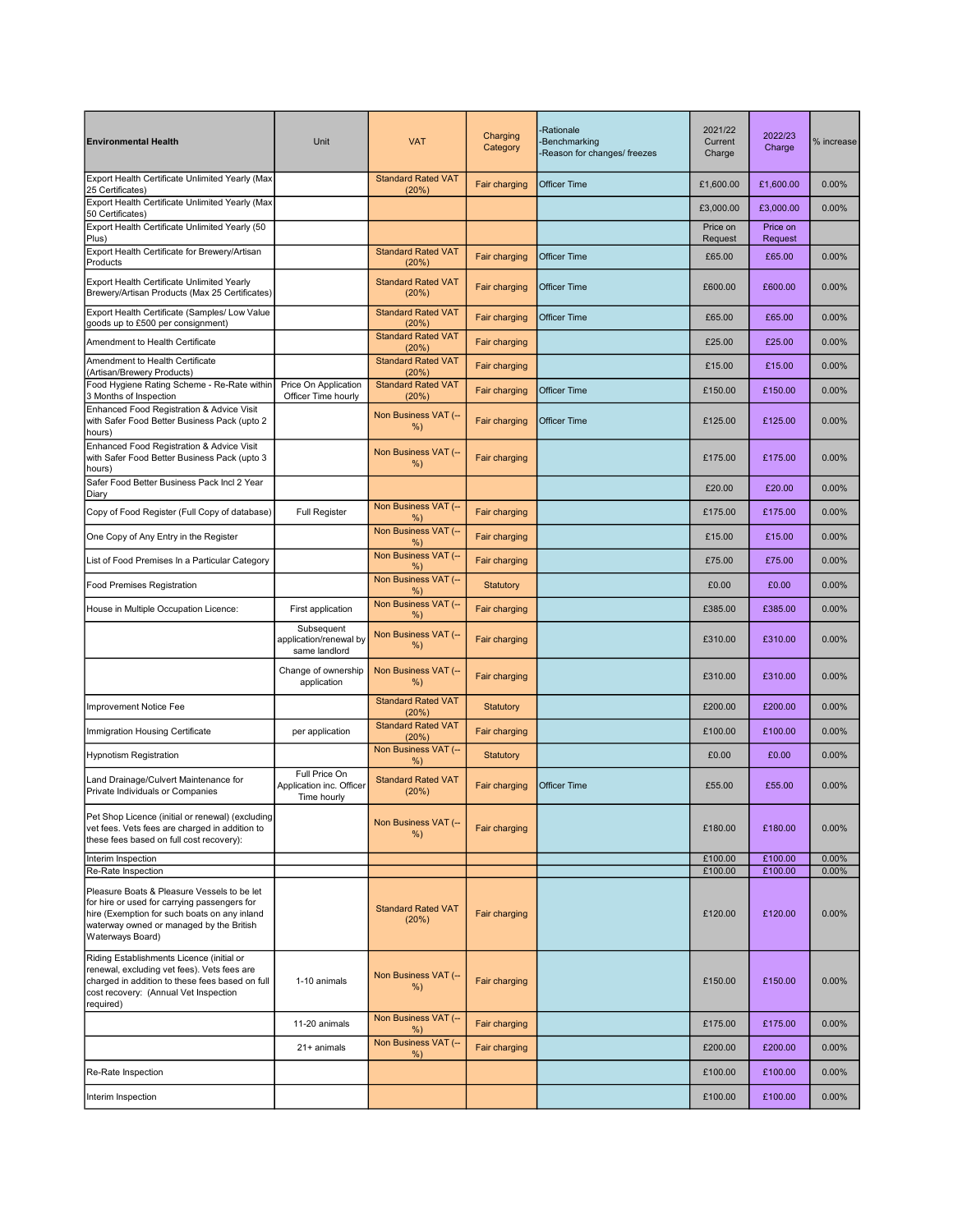| Environmental Health | Unit | VAT | Charging Category | -Rationale -Benchmarking -Reason for changes/ freezes | 2021/22 Current Charge | 2022/23 Charge | % increase |
|---|---|---|---|---|---|---|---|
| Export Health Certificate Unlimited Yearly (Max 25 Certificates) | | Standard Rated VAT (20%) | Fair charging | Officer Time | £1,600.00 | £1,600.00 | 0.00% |
| Export Health Certificate Unlimited Yearly (Max 50 Certificates) | | | | | £3,000.00 | £3,000.00 | 0.00% |
| Export Health Certificate Unlimited Yearly (50 Plus) | | | | | Price on Request | Price on Request | |
| Export Health Certificate for Brewery/Artisan Products | | Standard Rated VAT (20%) | Fair charging | Officer Time | £65.00 | £65.00 | 0.00% |
| Export Health Certificate Unlimited Yearly Brewery/Artisan Products (Max 25 Certificates) | | Standard Rated VAT (20%) | Fair charging | Officer Time | £600.00 | £600.00 | 0.00% |
| Export Health Certificate (Samples/ Low Value goods up to £500 per consignment) | | Standard Rated VAT (20%) | Fair charging | Officer Time | £65.00 | £65.00 | 0.00% |
| Amendment to Health Certificate | | Standard Rated VAT (20%) | Fair charging | | £25.00 | £25.00 | 0.00% |
| Amendment to Health Certificate (Artisan/Brewery Products) | | Standard Rated VAT (20%) | Fair charging | | £15.00 | £15.00 | 0.00% |
| Food Hygiene Rating Scheme - Re-Rate within 3 Months of Inspection | Price On Application Officer Time hourly | Standard Rated VAT (20%) | Fair charging | Officer Time | £150.00 | £150.00 | 0.00% |
| Enhanced Food Registration & Advice Visit with Safer Food Better Business Pack (upto 2 hours) | | Non Business VAT (--%) | Fair charging | Officer Time | £125.00 | £125.00 | 0.00% |
| Enhanced Food Registration & Advice Visit with Safer Food Better Business Pack (upto 3 hours) | | Non Business VAT (--%) | Fair charging | | £175.00 | £175.00 | 0.00% |
| Safer Food Better Business Pack Incl 2 Year Diary | | | | | £20.00 | £20.00 | 0.00% |
| Copy of Food Register (Full Copy of database) | Full Register | Non Business VAT (--%) | Fair charging | | £175.00 | £175.00 | 0.00% |
| One Copy of Any Entry in the Register | | Non Business VAT (--%) | Fair charging | | £15.00 | £15.00 | 0.00% |
| List of Food Premises In a Particular Category | | Non Business VAT (--%) | Fair charging | | £75.00 | £75.00 | 0.00% |
| Food Premises Registration | | Non Business VAT (--%) | Statutory | | £0.00 | £0.00 | 0.00% |
| House in Multiple Occupation Licence: | First application | Non Business VAT (--%) | Fair charging | | £385.00 | £385.00 | 0.00% |
| | Subsequent application/renewal by same landlord | Non Business VAT (--%) | Fair charging | | £310.00 | £310.00 | 0.00% |
| | Change of ownership application | Non Business VAT (--%) | Fair charging | | £310.00 | £310.00 | 0.00% |
| Improvement Notice Fee | | Standard Rated VAT (20%) | Statutory | | £200.00 | £200.00 | 0.00% |
| Immigration Housing Certificate | per application | Standard Rated VAT (20%) | Fair charging | | £100.00 | £100.00 | 0.00% |
| Hypnotism Registration | | Non Business VAT (--%) | Statutory | | £0.00 | £0.00 | 0.00% |
| Land Drainage/Culvert Maintenance for Private Individuals or Companies | Full Price On Application inc. Officer Time hourly | Standard Rated VAT (20%) | Fair charging | Officer Time | £55.00 | £55.00 | 0.00% |
| Pet Shop Licence (initial or renewal) (excluding vet fees. Vets fees are charged in addition to these fees based on full cost recovery): | | Non Business VAT (--%) | Fair charging | | £180.00 | £180.00 | 0.00% |
| Interim Inspection | | | | | £100.00 | £100.00 | 0.00% |
| Re-Rate Inspection | | | | | £100.00 | £100.00 | 0.00% |
| Pleasure Boats & Pleasure Vessels to be let for hire or used for carrying passengers for hire (Exemption for such boats on any inland waterway owned or managed by the British Waterways Board) | | Standard Rated VAT (20%) | Fair charging | | £120.00 | £120.00 | 0.00% |
| Riding Establishments Licence (initial or renewal, excluding vet fees). Vets fees are charged in addition to these fees based on full cost recovery: (Annual Vet Inspection required) | 1-10 animals | Non Business VAT (--%) | Fair charging | | £150.00 | £150.00 | 0.00% |
| | 11-20 animals | Non Business VAT (--%) | Fair charging | | £175.00 | £175.00 | 0.00% |
| | 21+ animals | Non Business VAT (--%) | Fair charging | | £200.00 | £200.00 | 0.00% |
| Re-Rate Inspection | | | | | £100.00 | £100.00 | 0.00% |
| Interim Inspection | | | | | £100.00 | £100.00 | 0.00% |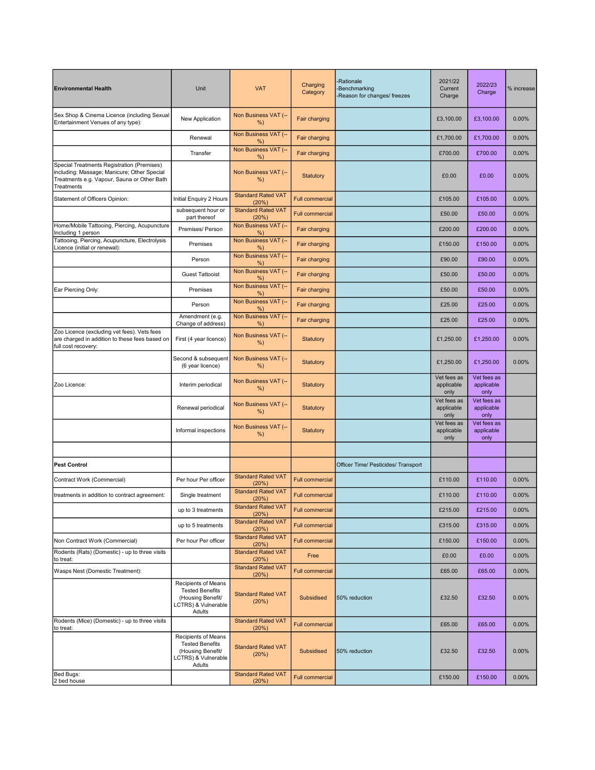| Environmental Health | Unit | VAT | Charging Category | -Rationale -Benchmarking -Reason for changes/ freezes | 2021/22 Current Charge | 2022/23 Charge | % increase |
|---|---|---|---|---|---|---|---|
| Sex Shop & Cinema Licence (including Sexual Entertainment Venues of any type): | New Application | Non Business VAT (-- %) | Fair charging | | £3,100.00 | £3,100.00 | 0.00% |
| | Renewal | Non Business VAT (-- %) | Fair charging | | £1,700.00 | £1,700.00 | 0.00% |
| | Transfer | Non Business VAT (-- %) | Fair charging | | £700.00 | £700.00 | 0.00% |
| Special Treatments Registration (Premises) including: Massage; Manicure; Other Special Treatments e.g. Vapour, Sauna or Other Bath Treatments | | Non Business VAT (-- %) | Statutory | | £0.00 | £0.00 | 0.00% |
| Statement of Officers Opinion: | Initial Enquiry 2 Hours | Standard Rated VAT (20%) | Full commercial | | £105.00 | £105.00 | 0.00% |
| | subsequent hour or part thereof | Standard Rated VAT (20%) | Full commercial | | £50.00 | £50.00 | 0.00% |
| Home/Mobile Tattooing, Piercing, Acupuncture Including 1 person | Premises/ Person | Non Business VAT (-- %) | Fair charging | | £200.00 | £200.00 | 0.00% |
| Tattooing, Piercing, Acupuncture, Electrolysis Licence (initial or renewal): | Premises | Non Business VAT (-- %) | Fair charging | | £150.00 | £150.00 | 0.00% |
| | Person | Non Business VAT (-- %) | Fair charging | | £90.00 | £90.00 | 0.00% |
| | Guest Tattooist | Non Business VAT (-- %) | Fair charging | | £50.00 | £50.00 | 0.00% |
| Ear Piercing Only: | Premises | Non Business VAT (-- %) | Fair charging | | £50.00 | £50.00 | 0.00% |
| | Person | Non Business VAT (-- %) | Fair charging | | £25.00 | £25.00 | 0.00% |
| | Amendment (e.g. Change of address) | Non Business VAT (-- %) | Fair charging | | £25.00 | £25.00 | 0.00% |
| Zoo Licence (excluding vet fees). Vets fees are charged in addition to these fees based on full cost recovery: | First (4 year licence) | Non Business VAT (-- %) | Statutory | | £1,250.00 | £1,250.00 | 0.00% |
| | Second & subsequent (6 year licence) | Non Business VAT (-- %) | Statutory | | £1,250.00 | £1,250.00 | 0.00% |
| Zoo Licence: | Interim periodical | Non Business VAT (-- %) | Statutory | | Vet fees as applicable only | Vet fees as applicable only | |
| | Renewal periodical | Non Business VAT (-- %) | Statutory | | Vet fees as applicable only | Vet fees as applicable only | |
| | Informal inspections | Non Business VAT (-- %) | Statutory | | Vet fees as applicable only | Vet fees as applicable only | |
| | | | | | | | |
| **Pest Control** | | | | Officer Time/ Pesticides/ Transport | | | |
| Contract Work (Commercial) | Per hour Per officer | Standard Rated VAT (20%) | Full commercial | | £110.00 | £110.00 | 0.00% |
| treatments in addition to contract agreement: | Single treatment | Standard Rated VAT (20%) | Full commercial | | £110.00 | £110.00 | 0.00% |
| | up to 3 treatments | Standard Rated VAT (20%) | Full commercial | | £215.00 | £215.00 | 0.00% |
| | up to 5 treatments | Standard Rated VAT (20%) | Full commercial | | £315.00 | £315.00 | 0.00% |
| Non Contract Work (Commercial) | Per hour Per officer | Standard Rated VAT (20%) | Full commercial | | £150.00 | £150.00 | 0.00% |
| Rodents (Rats) (Domestic) - up to three visits to treat: | | Standard Rated VAT (20%) | Free | | £0.00 | £0.00 | 0.00% |
| Wasps Nest (Domestic Treatment): | | Standard Rated VAT (20%) | Full commercial | | £65.00 | £65.00 | 0.00% |
| | Recipients of Means Tested Benefits (Housing Benefit/ LCTRS) & Vulnerable Adults | Standard Rated VAT (20%) | Subsidised | 50% reduction | £32.50 | £32.50 | 0.00% |
| Rodents (Mice) (Domestic) - up to three visits to treat: | | Standard Rated VAT (20%) | Full commercial | | £65.00 | £65.00 | 0.00% |
| | Recipients of Means Tested Benefits (Housing Benefit/ LCTRS) & Vulnerable Adults | Standard Rated VAT (20%) | Subsidised | 50% reduction | £32.50 | £32.50 | 0.00% |
| Bed Bugs: 2 bed house | | Standard Rated VAT (20%) | Full commercial | | £150.00 | £150.00 | 0.00% |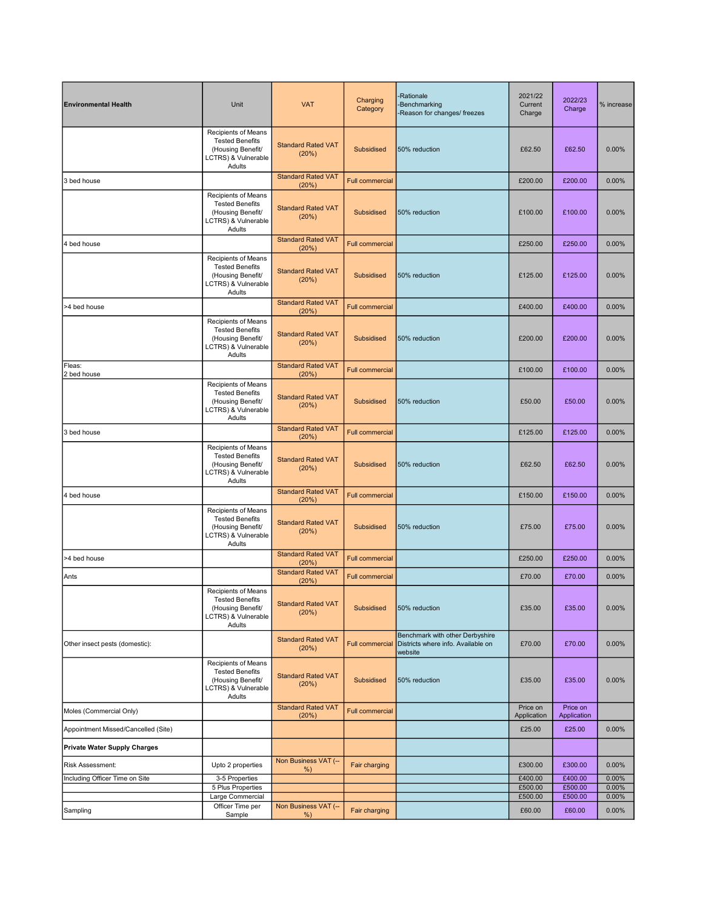| **Environmental Health** | Unit | VAT | Charging Category | -Rationale<br>-Benchmarking<br>-Reason for changes/ freezes | 2021/22 Current Charge | 2022/23 Charge | % increase |
|---|---|---|---|---|---|---|---|
| | Recipients of Means Tested Benefits (Housing Benefit/ LCTRS) & Vulnerable Adults | Standard Rated VAT (20%) | Subsidised | 50% reduction | £62.50 | £62.50 | 0.00% |
| 3 bed house | | Standard Rated VAT (20%) | Full commercial | | £200.00 | £200.00 | 0.00% |
| | Recipients of Means Tested Benefits (Housing Benefit/ LCTRS) & Vulnerable Adults | Standard Rated VAT (20%) | Subsidised | 50% reduction | £100.00 | £100.00 | 0.00% |
| 4 bed house | | Standard Rated VAT (20%) | Full commercial | | £250.00 | £250.00 | 0.00% |
| | Recipients of Means Tested Benefits (Housing Benefit/ LCTRS) & Vulnerable Adults | Standard Rated VAT (20%) | Subsidised | 50% reduction | £125.00 | £125.00 | 0.00% |
| >4 bed house | | Standard Rated VAT (20%) | Full commercial | | £400.00 | £400.00 | 0.00% |
| | Recipients of Means Tested Benefits (Housing Benefit/ LCTRS) & Vulnerable Adults | Standard Rated VAT (20%) | Subsidised | 50% reduction | £200.00 | £200.00 | 0.00% |
| Fleas:<br>2 bed house | | Standard Rated VAT (20%) | Full commercial | | £100.00 | £100.00 | 0.00% |
| | Recipients of Means Tested Benefits (Housing Benefit/ LCTRS) & Vulnerable Adults | Standard Rated VAT (20%) | Subsidised | 50% reduction | £50.00 | £50.00 | 0.00% |
| 3 bed house | | Standard Rated VAT (20%) | Full commercial | | £125.00 | £125.00 | 0.00% |
| | Recipients of Means Tested Benefits (Housing Benefit/ LCTRS) & Vulnerable Adults | Standard Rated VAT (20%) | Subsidised | 50% reduction | £62.50 | £62.50 | 0.00% |
| 4 bed house | | Standard Rated VAT (20%) | Full commercial | | £150.00 | £150.00 | 0.00% |
| | Recipients of Means Tested Benefits (Housing Benefit/ LCTRS) & Vulnerable Adults | Standard Rated VAT (20%) | Subsidised | 50% reduction | £75.00 | £75.00 | 0.00% |
| >4 bed house | | Standard Rated VAT (20%) | Full commercial | | £250.00 | £250.00 | 0.00% |
| Ants | | Standard Rated VAT (20%) | Full commercial | | £70.00 | £70.00 | 0.00% |
| | Recipients of Means Tested Benefits (Housing Benefit/ LCTRS) & Vulnerable Adults | Standard Rated VAT (20%) | Subsidised | 50% reduction | £35.00 | £35.00 | 0.00% |
| Other insect pests (domestic): | | Standard Rated VAT (20%) | Full commercial | Benchmark with other Derbyshire Districts where info. Available on website | £70.00 | £70.00 | 0.00% |
| | Recipients of Means Tested Benefits (Housing Benefit/ LCTRS) & Vulnerable Adults | Standard Rated VAT (20%) | Subsidised | 50% reduction | £35.00 | £35.00 | 0.00% |
| Moles (Commercial Only) | | Standard Rated VAT (20%) | Full commercial | | Price on Application | Price on Application | |
| Appointment Missed/Cancelled (Site) | | | | | £25.00 | £25.00 | 0.00% |
| **Private Water Supply Charges** | | | | | | | |
| Risk Assessment: | Upto 2 properties | Non Business VAT (--%) | Fair charging | | £300.00 | £300.00 | 0.00% |
| Including Officer Time on Site | 3-5 Properties | | | | £400.00 | £400.00 | 0.00% |
| | 5 Plus Properties | | | | £500.00 | £500.00 | 0.00% |
| | Large Commercial | | | | £500.00 | £500.00 | 0.00% |
| Sampling | Officer Time per Sample | Non Business VAT (--%) | Fair charging | | £60.00 | £60.00 | 0.00% |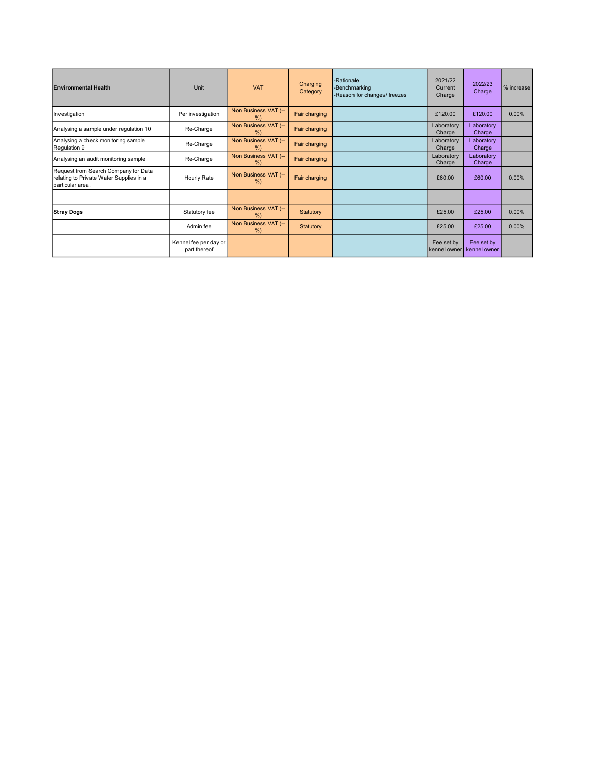| **Environmental Health** | Unit | VAT | Charging Category | -Rationale<br>-Benchmarking<br>-Reason for changes/ freezes | 2021/22 Current Charge | 2022/23 Charge | % increase |
|---|---|---|---|---|---|---|---|
| Investigation | Per investigation | Non Business VAT (--%) | Fair charging | | £120.00 | £120.00 | 0.00% |
| Analysing a sample under regulation 10 | Re-Charge | Non Business VAT (--%) | Fair charging | | Laboratory Charge | Laboratory Charge | |
| Analysing a check monitoring sample Regulation 9 | Re-Charge | Non Business VAT (--%) | Fair charging | | Laboratory Charge | Laboratory Charge | |
| Analysing an audit monitoring sample | Re-Charge | Non Business VAT (--%) | Fair charging | | Laboratory Charge | Laboratory Charge | |
| Request from Search Company for Data relating to Private Water Supplies in a particular area. | Hourly Rate | Non Business VAT (--%) | Fair charging | | £60.00 | £60.00 | 0.00% |
| | | | | | | | |
| **Stray Dogs** | Statutory fee | Non Business VAT (--%) | Statutory | | £25.00 | £25.00 | 0.00% |
| | Admin fee | Non Business VAT (--%) | Statutory | | £25.00 | £25.00 | 0.00% |
| | Kennel fee per day or part thereof | | | | Fee set by kennel owner | Fee set by kennel owner | |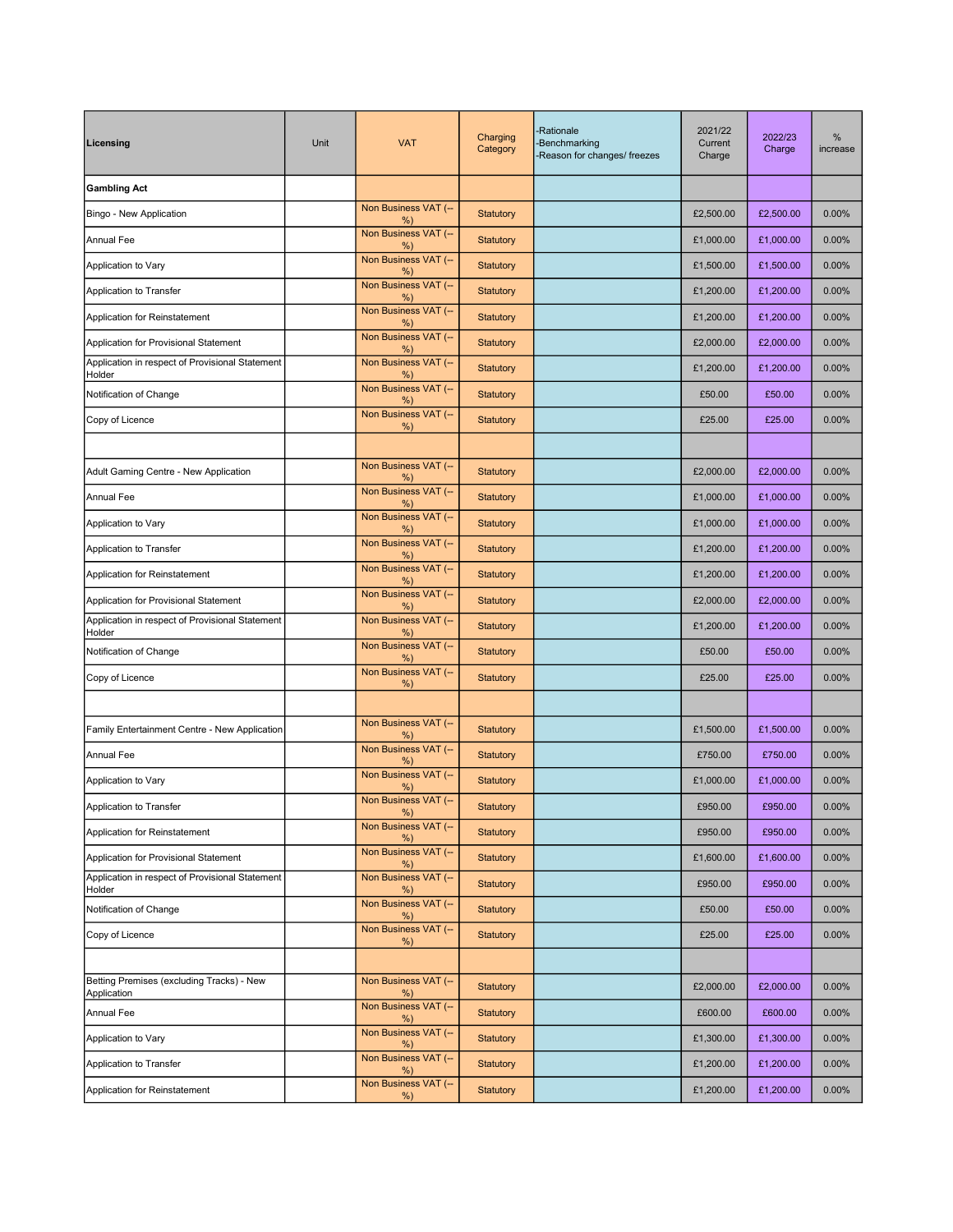| Licensing | Unit | VAT | Charging Category | -Rationale<br>-Benchmarking<br>-Reason for changes/ freezes | 2021/22 Current Charge | 2022/23 Charge | % increase |
|---|---|---|---|---|---|---|---|
| **Gambling Act** | | | | | | | |
| Bingo - New Application | | Non Business VAT (-- %) | Statutory | | £2,500.00 | £2,500.00 | 0.00% |
| Annual Fee | | Non Business VAT (-- %) | Statutory | | £1,000.00 | £1,000.00 | 0.00% |
| Application to Vary | | Non Business VAT (-- %) | Statutory | | £1,500.00 | £1,500.00 | 0.00% |
| Application to Transfer | | Non Business VAT (-- %) | Statutory | | £1,200.00 | £1,200.00 | 0.00% |
| Application for Reinstatement | | Non Business VAT (-- %) | Statutory | | £1,200.00 | £1,200.00 | 0.00% |
| Application for Provisional Statement | | Non Business VAT (-- %) | Statutory | | £2,000.00 | £2,000.00 | 0.00% |
| Application in respect of Provisional Statement Holder | | Non Business VAT (-- %) | Statutory | | £1,200.00 | £1,200.00 | 0.00% |
| Notification of Change | | Non Business VAT (-- %) | Statutory | | £50.00 | £50.00 | 0.00% |
| Copy of Licence | | Non Business VAT (-- %) | Statutory | | £25.00 | £25.00 | 0.00% |
| | | | | | | | |
| Adult Gaming Centre - New Application | | Non Business VAT (-- %) | Statutory | | £2,000.00 | £2,000.00 | 0.00% |
| Annual Fee | | Non Business VAT (-- %) | Statutory | | £1,000.00 | £1,000.00 | 0.00% |
| Application to Vary | | Non Business VAT (-- %) | Statutory | | £1,000.00 | £1,000.00 | 0.00% |
| Application to Transfer | | Non Business VAT (-- %) | Statutory | | £1,200.00 | £1,200.00 | 0.00% |
| Application for Reinstatement | | Non Business VAT (-- %) | Statutory | | £1,200.00 | £1,200.00 | 0.00% |
| Application for Provisional Statement | | Non Business VAT (-- %) | Statutory | | £2,000.00 | £2,000.00 | 0.00% |
| Application in respect of Provisional Statement Holder | | Non Business VAT (-- %) | Statutory | | £1,200.00 | £1,200.00 | 0.00% |
| Notification of Change | | Non Business VAT (-- %) | Statutory | | £50.00 | £50.00 | 0.00% |
| Copy of Licence | | Non Business VAT (-- %) | Statutory | | £25.00 | £25.00 | 0.00% |
| | | | | | | | |
| Family Entertainment Centre - New Application | | Non Business VAT (-- %) | Statutory | | £1,500.00 | £1,500.00 | 0.00% |
| Annual Fee | | Non Business VAT (-- %) | Statutory | | £750.00 | £750.00 | 0.00% |
| Application to Vary | | Non Business VAT (-- %) | Statutory | | £1,000.00 | £1,000.00 | 0.00% |
| Application to Transfer | | Non Business VAT (-- %) | Statutory | | £950.00 | £950.00 | 0.00% |
| Application for Reinstatement | | Non Business VAT (-- %) | Statutory | | £950.00 | £950.00 | 0.00% |
| Application for Provisional Statement | | Non Business VAT (-- %) | Statutory | | £1,600.00 | £1,600.00 | 0.00% |
| Application in respect of Provisional Statement Holder | | Non Business VAT (-- %) | Statutory | | £950.00 | £950.00 | 0.00% |
| Notification of Change | | Non Business VAT (-- %) | Statutory | | £50.00 | £50.00 | 0.00% |
| Copy of Licence | | Non Business VAT (-- %) | Statutory | | £25.00 | £25.00 | 0.00% |
| | | | | | | | |
| Betting Premises (excluding Tracks) - New Application | | Non Business VAT (-- %) | Statutory | | £2,000.00 | £2,000.00 | 0.00% |
| Annual Fee | | Non Business VAT (-- %) | Statutory | | £600.00 | £600.00 | 0.00% |
| Application to Vary | | Non Business VAT (-- %) | Statutory | | £1,300.00 | £1,300.00 | 0.00% |
| Application to Transfer | | Non Business VAT (-- %) | Statutory | | £1,200.00 | £1,200.00 | 0.00% |
| Application for Reinstatement | | Non Business VAT (-- %) | Statutory | | £1,200.00 | £1,200.00 | 0.00% |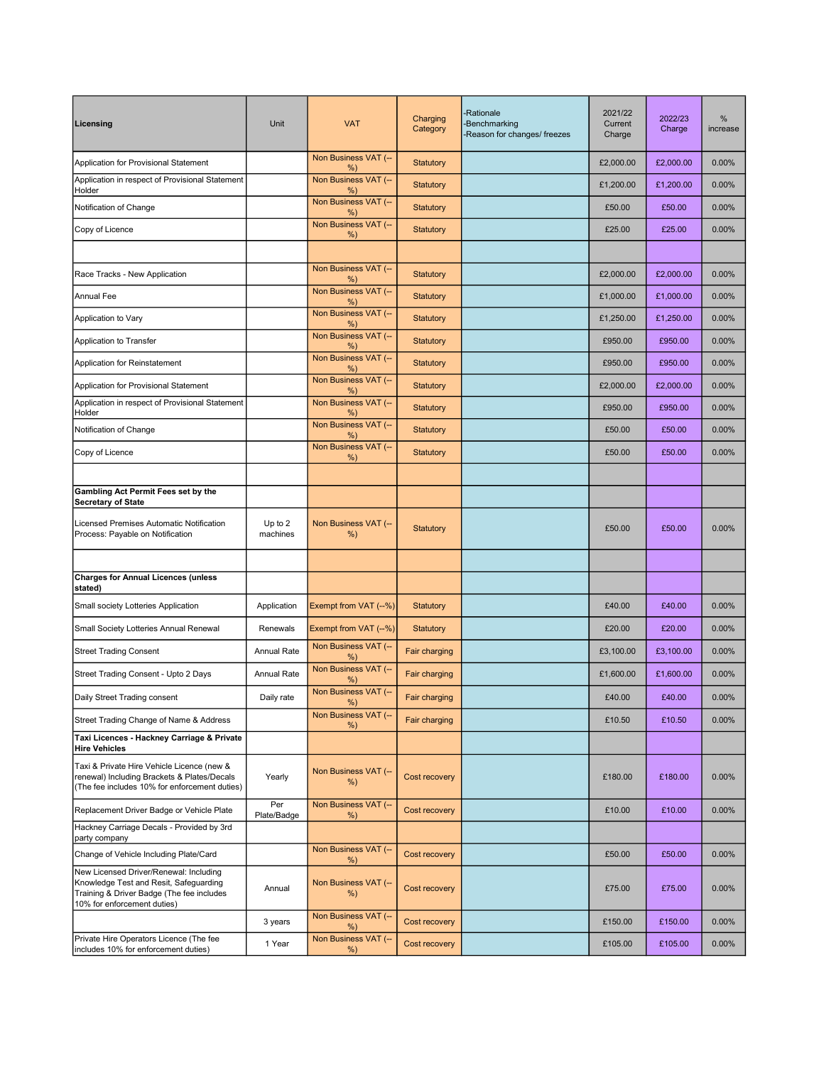| Licensing | Unit | VAT | Charging Category | -Rationale<br>-Benchmarking<br>-Reason for changes/ freezes | 2021/22 Current Charge | 2022/23 Charge | % increase |
|---|---|---|---|---|---|---|---|
| Application for Provisional Statement | | Non Business VAT (--%) | Statutory | | £2,000.00 | £2,000.00 | 0.00% |
| Application in respect of Provisional Statement Holder | | Non Business VAT (--%) | Statutory | | £1,200.00 | £1,200.00 | 0.00% |
| Notification of Change | | Non Business VAT (--%) | Statutory | | £50.00 | £50.00 | 0.00% |
| Copy of Licence | | Non Business VAT (--%) | Statutory | | £25.00 | £25.00 | 0.00% |
| | | | | | | | |
| Race Tracks - New Application | | Non Business VAT (--%) | Statutory | | £2,000.00 | £2,000.00 | 0.00% |
| Annual Fee | | Non Business VAT (--%) | Statutory | | £1,000.00 | £1,000.00 | 0.00% |
| Application to Vary | | Non Business VAT (--%) | Statutory | | £1,250.00 | £1,250.00 | 0.00% |
| Application to Transfer | | Non Business VAT (--%) | Statutory | | £950.00 | £950.00 | 0.00% |
| Application for Reinstatement | | Non Business VAT (--%) | Statutory | | £950.00 | £950.00 | 0.00% |
| Application for Provisional Statement | | Non Business VAT (--%) | Statutory | | £2,000.00 | £2,000.00 | 0.00% |
| Application in respect of Provisional Statement Holder | | Non Business VAT (--%) | Statutory | | £950.00 | £950.00 | 0.00% |
| Notification of Change | | Non Business VAT (--%) | Statutory | | £50.00 | £50.00 | 0.00% |
| Copy of Licence | | Non Business VAT (--%) | Statutory | | £50.00 | £50.00 | 0.00% |
| | | | | | | | |
| **Gambling Act Permit Fees set by the Secretary of State** | | | | | | | |
| Licensed Premises Automatic Notification Process: Payable on Notification | Up to 2 machines | Non Business VAT (--%) | Statutory | | £50.00 | £50.00 | 0.00% |
| | | | | | | | |
| **Charges for Annual Licences (unless stated)** | | | | | | | |
| Small society Lotteries Application | Application | Exempt from VAT (--%) | Statutory | | £40.00 | £40.00 | 0.00% |
| Small Society Lotteries Annual Renewal | Renewals | Exempt from VAT (--%) | Statutory | | £20.00 | £20.00 | 0.00% |
| Street Trading Consent | Annual Rate | Non Business VAT (--%) | Fair charging | | £3,100.00 | £3,100.00 | 0.00% |
| Street Trading Consent - Upto 2 Days | Annual Rate | Non Business VAT (--%) | Fair charging | | £1,600.00 | £1,600.00 | 0.00% |
| Daily Street Trading consent | Daily rate | Non Business VAT (--%) | Fair charging | | £40.00 | £40.00 | 0.00% |
| Street Trading Change of Name & Address | | Non Business VAT (--%) | Fair charging | | £10.50 | £10.50 | 0.00% |
| **Taxi Licences - Hackney Carriage & Private Hire Vehicles** | | | | | | | |
| Taxi & Private Hire Vehicle Licence (new & renewal) Including Brackets & Plates/Decals (The fee includes 10% for enforcement duties) | Yearly | Non Business VAT (--%) | Cost recovery | | £180.00 | £180.00 | 0.00% |
| Replacement Driver Badge or Vehicle Plate | Per Plate/Badge | Non Business VAT (--%) | Cost recovery | | £10.00 | £10.00 | 0.00% |
| Hackney Carriage Decals - Provided by 3rd party company | | | | | | | |
| Change of Vehicle Including Plate/Card | | Non Business VAT (--%) | Cost recovery | | £50.00 | £50.00 | 0.00% |
| New Licensed Driver/Renewal: Including Knowledge Test and Resit, Safeguarding Training & Driver Badge (The fee includes 10% for enforcement duties) | Annual | Non Business VAT (--%) | Cost recovery | | £75.00 | £75.00 | 0.00% |
| | 3 years | Non Business VAT (--%) | Cost recovery | | £150.00 | £150.00 | 0.00% |
| Private Hire Operators Licence (The fee includes 10% for enforcement duties) | 1 Year | Non Business VAT (--%) | Cost recovery | | £105.00 | £105.00 | 0.00% |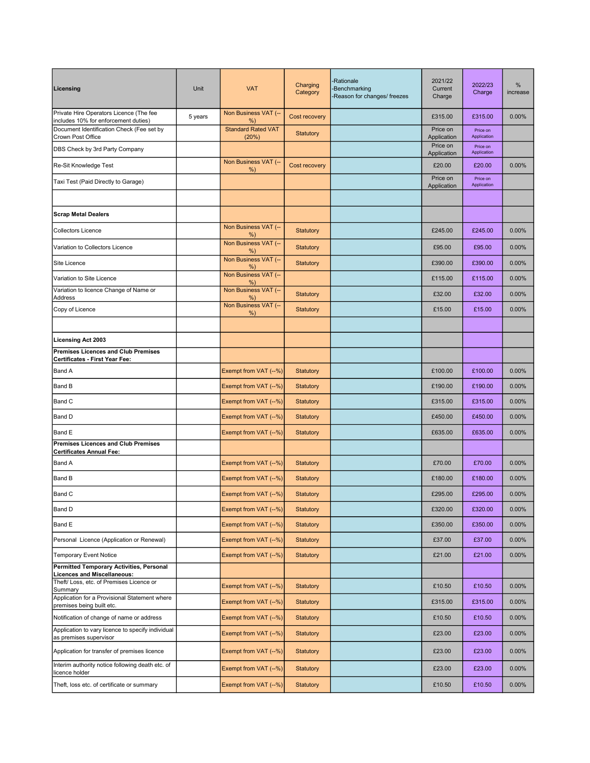| Licensing | Unit | VAT | Charging Category | -Rationale<br>-Benchmarking<br>-Reason for changes/ freezes | 2021/22 Current Charge | 2022/23 Charge | % increase |
|---|---|---|---|---|---|---|---|
| Private Hire Operators Licence (The fee includes 10% for enforcement duties) | 5 years | Non Business VAT (--%) | Cost recovery | | £315.00 | £315.00 | 0.00% |
| Document Identification Check (Fee set by Crown Post Office | | Standard Rated VAT (20%) | Statutory | | Price on Application | Price on Application | |
| DBS Check by 3rd Party Company | | | | | Price on Application | Price on Application | |
| Re-Sit Knowledge Test | | Non Business VAT (--%) | Cost recovery | | £20.00 | £20.00 | 0.00% |
| Taxi Test (Paid Directly to Garage) | | | | | Price on Application | Price on Application | |
| | | | | | | | |
| **Scrap Metal Dealers** | | | | | | | |
| Collectors Licence | | Non Business VAT (--%) | Statutory | | £245.00 | £245.00 | 0.00% |
| Variation to Collectors Licence | | Non Business VAT (--%) | Statutory | | £95.00 | £95.00 | 0.00% |
| Site Licence | | Non Business VAT (--%) | Statutory | | £390.00 | £390.00 | 0.00% |
| Variation to Site Licence | | Non Business VAT (--%) | | | £115.00 | £115.00 | 0.00% |
| Variation to licence Change of Name or Address | | Non Business VAT (--%) | Statutory | | £32.00 | £32.00 | 0.00% |
| Copy of Licence | | Non Business VAT (--%) | Statutory | | £15.00 | £15.00 | 0.00% |
| | | | | | | | |
| **Licensing Act 2003** | | | | | | | |
| **Premises Licences and Club Premises Certificates - First Year Fee:** | | | | | | | |
| Band A | | Exempt from VAT (--%) | Statutory | | £100.00 | £100.00 | 0.00% |
| Band B | | Exempt from VAT (--%) | Statutory | | £190.00 | £190.00 | 0.00% |
| Band C | | Exempt from VAT (--%) | Statutory | | £315.00 | £315.00 | 0.00% |
| Band D | | Exempt from VAT (--%) | Statutory | | £450.00 | £450.00 | 0.00% |
| Band E | | Exempt from VAT (--%) | Statutory | | £635.00 | £635.00 | 0.00% |
| **Premises Licences and Club Premises Certificates Annual Fee:** | | | | | | | |
| Band A | | Exempt from VAT (--%) | Statutory | | £70.00 | £70.00 | 0.00% |
| Band B | | Exempt from VAT (--%) | Statutory | | £180.00 | £180.00 | 0.00% |
| Band C | | Exempt from VAT (--%) | Statutory | | £295.00 | £295.00 | 0.00% |
| Band D | | Exempt from VAT (--%) | Statutory | | £320.00 | £320.00 | 0.00% |
| Band E | | Exempt from VAT (--%) | Statutory | | £350.00 | £350.00 | 0.00% |
| Personal Licence (Application or Renewal) | | Exempt from VAT (--%) | Statutory | | £37.00 | £37.00 | 0.00% |
| Temporary Event Notice | | Exempt from VAT (--%) | Statutory | | £21.00 | £21.00 | 0.00% |
| **Permitted Temporary Activities, Personal Licences and Miscellaneous:** | | | | | | | |
| Theft/ Loss, etc. of Premises Licence or Summary | | Exempt from VAT (--%) | Statutory | | £10.50 | £10.50 | 0.00% |
| Application for a Provisional Statement where premises being built etc. | | Exempt from VAT (--%) | Statutory | | £315.00 | £315.00 | 0.00% |
| Notification of change of name or address | | Exempt from VAT (--%) | Statutory | | £10.50 | £10.50 | 0.00% |
| Application to vary licence to specify individual as premises supervisor | | Exempt from VAT (--%) | Statutory | | £23.00 | £23.00 | 0.00% |
| Application for transfer of premises licence | | Exempt from VAT (--%) | Statutory | | £23.00 | £23.00 | 0.00% |
| Interim authority notice following death etc. of licence holder | | Exempt from VAT (--%) | Statutory | | £23.00 | £23.00 | 0.00% |
| Theft, loss etc. of certificate or summary | | Exempt from VAT (--%) | Statutory | | £10.50 | £10.50 | 0.00% |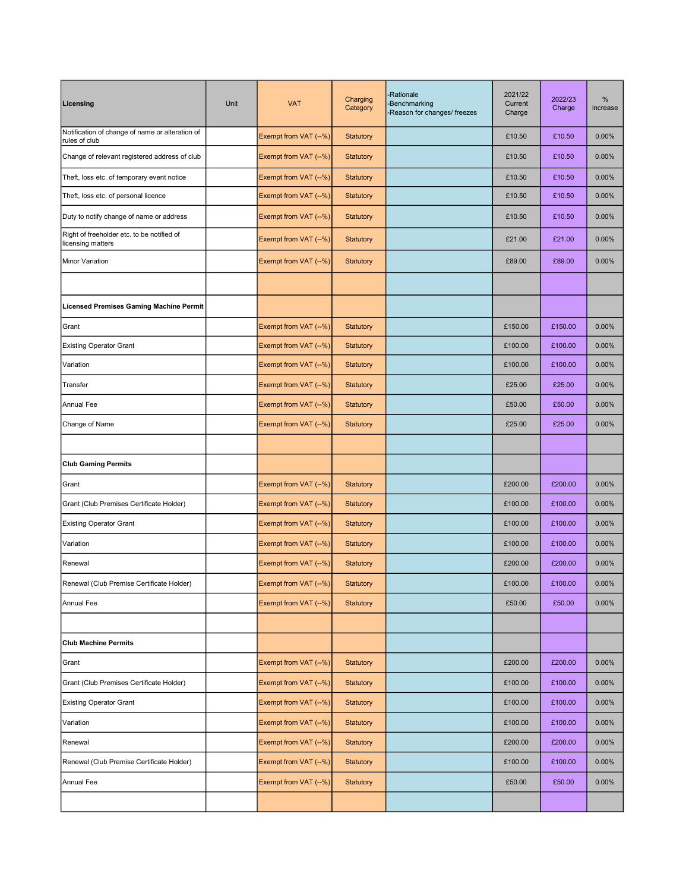| Licensing | Unit | VAT | Charging Category | -Rationale<br>-Benchmarking<br>-Reason for changes/ freezes | 2021/22 Current Charge | 2022/23 Charge | % increase |
|---|---|---|---|---|---|---|---|
| Notification of change of name or alteration of rules of club | | Exempt from VAT (--%) | Statutory | | £10.50 | £10.50 | 0.00% |
| Change of relevant registered address of club | | Exempt from VAT (--%) | Statutory | | £10.50 | £10.50 | 0.00% |
| Theft, loss etc. of temporary event notice | | Exempt from VAT (--%) | Statutory | | £10.50 | £10.50 | 0.00% |
| Theft, loss etc. of personal licence | | Exempt from VAT (--%) | Statutory | | £10.50 | £10.50 | 0.00% |
| Duty to notify change of name or address | | Exempt from VAT (--%) | Statutory | | £10.50 | £10.50 | 0.00% |
| Right of freeholder etc. to be notified of licensing matters | | Exempt from VAT (--%) | Statutory | | £21.00 | £21.00 | 0.00% |
| Minor Variation | | Exempt from VAT (--%) | Statutory | | £89.00 | £89.00 | 0.00% |
| | | | | | | | |
| **Licensed Premises Gaming Machine Permit** | | | | | | | |
| Grant | | Exempt from VAT (--%) | Statutory | | £150.00 | £150.00 | 0.00% |
| Existing Operator Grant | | Exempt from VAT (--%) | Statutory | | £100.00 | £100.00 | 0.00% |
| Variation | | Exempt from VAT (--%) | Statutory | | £100.00 | £100.00 | 0.00% |
| Transfer | | Exempt from VAT (--%) | Statutory | | £25.00 | £25.00 | 0.00% |
| Annual Fee | | Exempt from VAT (--%) | Statutory | | £50.00 | £50.00 | 0.00% |
| Change of Name | | Exempt from VAT (--%) | Statutory | | £25.00 | £25.00 | 0.00% |
| | | | | | | | |
| **Club Gaming Permits** | | | | | | | |
| Grant | | Exempt from VAT (--%) | Statutory | | £200.00 | £200.00 | 0.00% |
| Grant (Club Premises Certificate Holder) | | Exempt from VAT (--%) | Statutory | | £100.00 | £100.00 | 0.00% |
| Existing Operator Grant | | Exempt from VAT (--%) | Statutory | | £100.00 | £100.00 | 0.00% |
| Variation | | Exempt from VAT (--%) | Statutory | | £100.00 | £100.00 | 0.00% |
| Renewal | | Exempt from VAT (--%) | Statutory | | £200.00 | £200.00 | 0.00% |
| Renewal (Club Premise Certificate Holder) | | Exempt from VAT (--%) | Statutory | | £100.00 | £100.00 | 0.00% |
| Annual Fee | | Exempt from VAT (--%) | Statutory | | £50.00 | £50.00 | 0.00% |
| | | | | | | | |
| **Club Machine Permits** | | | | | | | |
| Grant | | Exempt from VAT (--%) | Statutory | | £200.00 | £200.00 | 0.00% |
| Grant (Club Premises Certificate Holder) | | Exempt from VAT (--%) | Statutory | | £100.00 | £100.00 | 0.00% |
| Existing Operator Grant | | Exempt from VAT (--%) | Statutory | | £100.00 | £100.00 | 0.00% |
| Variation | | Exempt from VAT (--%) | Statutory | | £100.00 | £100.00 | 0.00% |
| Renewal | | Exempt from VAT (--%) | Statutory | | £200.00 | £200.00 | 0.00% |
| Renewal (Club Premise Certificate Holder) | | Exempt from VAT (--%) | Statutory | | £100.00 | £100.00 | 0.00% |
| Annual Fee | | Exempt from VAT (--%) | Statutory | | £50.00 | £50.00 | 0.00% |
| | | | | | | | |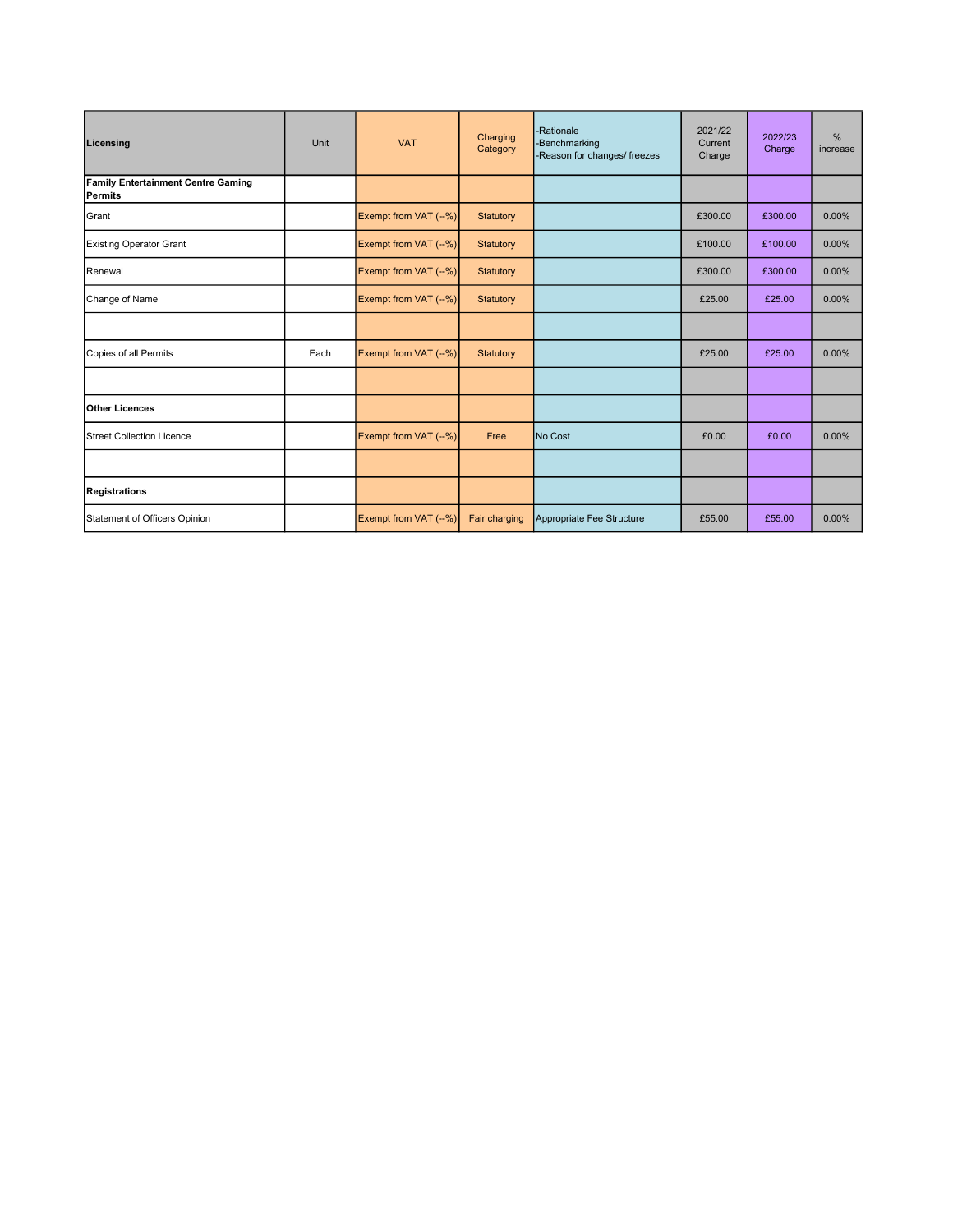| Licensing | Unit | VAT | Charging Category | -Rationale<br>-Benchmarking<br>-Reason for changes/ freezes | 2021/22 Current Charge | 2022/23 Charge | % increase |
|---|---|---|---|---|---|---|---|
| **Family Entertainment Centre Gaming Permits** | | | | | | | |
| Grant | | Exempt from VAT (--%) | Statutory | | £300.00 | £300.00 | 0.00% |
| Existing Operator Grant | | Exempt from VAT (--%) | Statutory | | £100.00 | £100.00 | 0.00% |
| Renewal | | Exempt from VAT (--%) | Statutory | | £300.00 | £300.00 | 0.00% |
| Change of Name | | Exempt from VAT (--%) | Statutory | | £25.00 | £25.00 | 0.00% |
| | | | | | | | |
| Copies of all Permits | Each | Exempt from VAT (--%) | Statutory | | £25.00 | £25.00 | 0.00% |
| | | | | | | | |
| **Other Licences** | | | | | | | |
| Street Collection Licence | | Exempt from VAT (--%) | Free | No Cost | £0.00 | £0.00 | 0.00% |
| | | | | | | | |
| **Registrations** | | | | | | | |
| Statement of Officers Opinion | | Exempt from VAT (--%) | Fair charging | Appropriate Fee Structure | £55.00 | £55.00 | 0.00% |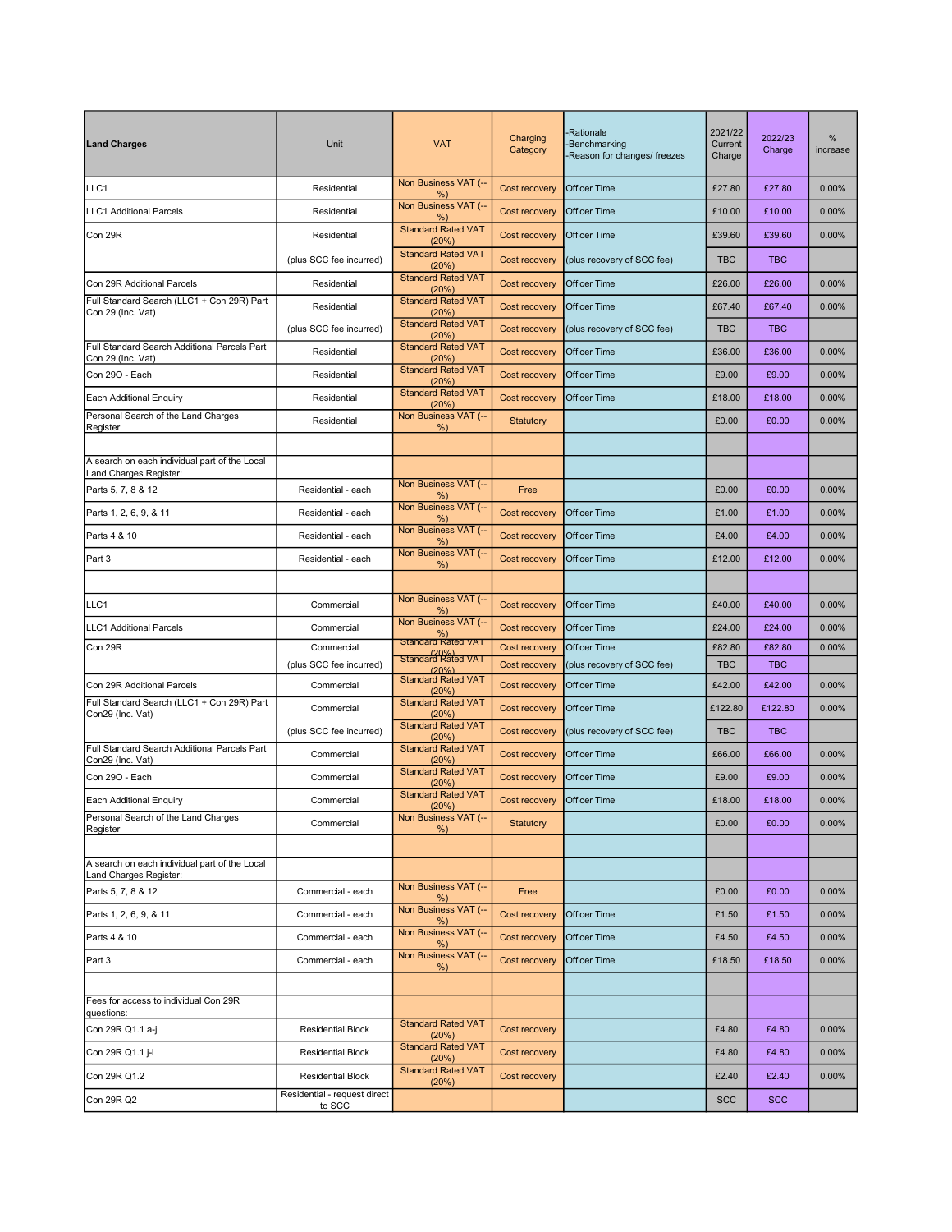| Land Charges | Unit | VAT | Charging Category | -Rationale -Benchmarking -Reason for changes/ freezes | 2021/22 Current Charge | 2022/23 Charge | % increase |
|---|---|---|---|---|---|---|---|
| LLC1 | Residential | Non Business VAT (--%) | Cost recovery | Officer Time | £27.80 | £27.80 | 0.00% |
| LLC1 Additional Parcels | Residential | Non Business VAT (--%) | Cost recovery | Officer Time | £10.00 | £10.00 | 0.00% |
| Con 29R | Residential | Standard Rated VAT (20%) | Cost recovery | Officer Time | £39.60 | £39.60 | 0.00% |
| | (plus SCC fee incurred) | Standard Rated VAT (20%) | Cost recovery | (plus recovery of SCC fee) | TBC | TBC | |
| Con 29R Additional Parcels | Residential | Standard Rated VAT (20%) | Cost recovery | Officer Time | £26.00 | £26.00 | 0.00% |
| Full Standard Search (LLC1 + Con 29R) Part Con 29 (Inc. Vat) | Residential | Standard Rated VAT (20%) | Cost recovery | Officer Time | £67.40 | £67.40 | 0.00% |
| | (plus SCC fee incurred) | Standard Rated VAT (20%) | Cost recovery | (plus recovery of SCC fee) | TBC | TBC | |
| Full Standard Search Additional Parcels Part Con 29 (Inc. Vat) | Residential | Standard Rated VAT (20%) | Cost recovery | Officer Time | £36.00 | £36.00 | 0.00% |
| Con 29O - Each | Residential | Standard Rated VAT (20%) | Cost recovery | Officer Time | £9.00 | £9.00 | 0.00% |
| Each Additional Enquiry | Residential | Standard Rated VAT (20%) | Cost recovery | Officer Time | £18.00 | £18.00 | 0.00% |
| Personal Search of the Land Charges Register | Residential | Non Business VAT (--%) | Statutory | | £0.00 | £0.00 | 0.00% |
| | | | | | | | |
| A search on each individual part of the Local Land Charges Register: | | | | | | | |
| Parts 5, 7, 8 & 12 | Residential - each | Non Business VAT (--%) | Free | | £0.00 | £0.00 | 0.00% |
| Parts 1, 2, 6, 9, & 11 | Residential - each | Non Business VAT (--%) | Cost recovery | Officer Time | £1.00 | £1.00 | 0.00% |
| Parts 4 & 10 | Residential - each | Non Business VAT (--%) | Cost recovery | Officer Time | £4.00 | £4.00 | 0.00% |
| Part 3 | Residential - each | Non Business VAT (--%) | Cost recovery | Officer Time | £12.00 | £12.00 | 0.00% |
| | | | | | | | |
| LLC1 | Commercial | Non Business VAT (--%) | Cost recovery | Officer Time | £40.00 | £40.00 | 0.00% |
| LLC1 Additional Parcels | Commercial | Non Business VAT (--%) | Cost recovery | Officer Time | £24.00 | £24.00 | 0.00% |
| Con 29R | Commercial | Standard Rated VAT (20%) | Cost recovery | Officer Time | £82.80 | £82.80 | 0.00% |
| | (plus SCC fee incurred) | Standard Rated VAT (20%) | Cost recovery | (plus recovery of SCC fee) | TBC | TBC | |
| Con 29R Additional Parcels | Commercial | Standard Rated VAT (20%) | Cost recovery | Officer Time | £42.00 | £42.00 | 0.00% |
| Full Standard Search (LLC1 + Con 29R) Part Con29 (Inc. Vat) | Commercial | Standard Rated VAT (20%) | Cost recovery | Officer Time | £122.80 | £122.80 | 0.00% |
| | (plus SCC fee incurred) | Standard Rated VAT (20%) | Cost recovery | (plus recovery of SCC fee) | TBC | TBC | |
| Full Standard Search Additional Parcels Part Con29 (Inc. Vat) | Commercial | Standard Rated VAT (20%) | Cost recovery | Officer Time | £66.00 | £66.00 | 0.00% |
| Con 29O - Each | Commercial | Standard Rated VAT (20%) | Cost recovery | Officer Time | £9.00 | £9.00 | 0.00% |
| Each Additional Enquiry | Commercial | Standard Rated VAT (20%) | Cost recovery | Officer Time | £18.00 | £18.00 | 0.00% |
| Personal Search of the Land Charges Register | Commercial | Non Business VAT (--%) | Statutory | | £0.00 | £0.00 | 0.00% |
| | | | | | | | |
| A search on each individual part of the Local Land Charges Register: | | | | | | | |
| Parts 5, 7, 8 & 12 | Commercial - each | Non Business VAT (--%) | Free | | £0.00 | £0.00 | 0.00% |
| Parts 1, 2, 6, 9, & 11 | Commercial - each | Non Business VAT (--%) | Cost recovery | Officer Time | £1.50 | £1.50 | 0.00% |
| Parts 4 & 10 | Commercial - each | Non Business VAT (--%) | Cost recovery | Officer Time | £4.50 | £4.50 | 0.00% |
| Part 3 | Commercial - each | Non Business VAT (--%) | Cost recovery | Officer Time | £18.50 | £18.50 | 0.00% |
| | | | | | | | |
| Fees for access to individual Con 29R questions: | | | | | | | |
| Con 29R Q1.1 a-j | Residential Block | Standard Rated VAT (20%) | Cost recovery | | £4.80 | £4.80 | 0.00% |
| Con 29R Q1.1 j-l | Residential Block | Standard Rated VAT (20%) | Cost recovery | | £4.80 | £4.80 | 0.00% |
| Con 29R Q1.2 | Residential Block | Standard Rated VAT (20%) | Cost recovery | | £2.40 | £2.40 | 0.00% |
| Con 29R Q2 | Residential - request direct to SCC | | | | SCC | SCC | |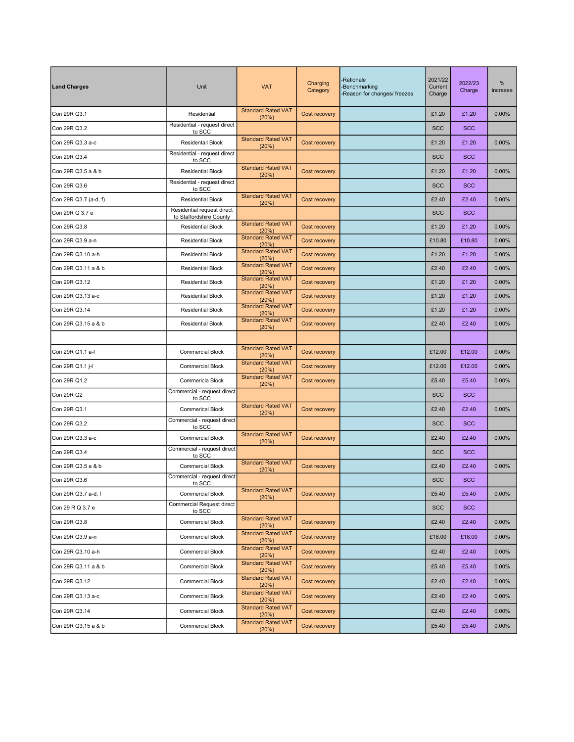| Land Charges | Unit | VAT | Charging Category | -Rationale<br>-Benchmarking<br>-Reason for changes/ freezes | 2021/22 Current Charge | 2022/23 Charge | % increase |
|---|---|---|---|---|---|---|---|
| Con 29R Q3.1 | Residential | Standard Rated VAT (20%) | Cost recovery | | £1.20 | £1.20 | 0.00% |
| Con 29R Q3.2 | Residential - request direct to SCC | | | | SCC | SCC | |
| Con 29R Q3.3 a-c | Residentail Block | Standard Rated VAT (20%) | Cost recovery | | £1.20 | £1.20 | 0.00% |
| Con 29R Q3.4 | Residential - request direct to SCC | | | | SCC | SCC | |
| Con 29R Q3.5 a & b | Residential Block | Standard Rated VAT (20%) | Cost recovery | | £1.20 | £1.20 | 0.00% |
| Con 29R Q3.6 | Residential - request direct to SCC | | | | SCC | SCC | |
| Con 29R Q3.7 (a-d, f) | Residential Block | Standard Rated VAT (20%) | Cost recovery | | £2.40 | £2.40 | 0.00% |
| Con 29R Q 3.7 e | Residential request direct to Staffordshire County | | | | SCC | SCC | |
| Con 29R Q3.8 | Residential Block | Standard Rated VAT (20%) | Cost recovery | | £1.20 | £1.20 | 0.00% |
| Con 29R Q3.9 a-n | Residential Block | Standard Rated VAT (20%) | Cost recovery | | £10.80 | £10.80 | 0.00% |
| Con 29R Q3.10 a-h | Residential Block | Standard Rated VAT (20%) | Cost recovery | | £1.20 | £1.20 | 0.00% |
| Con 29R Q3.11 a & b | Residential Block | Standard Rated VAT (20%) | Cost recovery | | £2.40 | £2.40 | 0.00% |
| Con 29R Q3.12 | Residential Block | Standard Rated VAT (20%) | Cost recovery | | £1.20 | £1.20 | 0.00% |
| Con 29R Q3.13 a-c | Residential Block | Standard Rated VAT (20%) | Cost recovery | | £1.20 | £1.20 | 0.00% |
| Con 29R Q3.14 | Residential Block | Standard Rated VAT (20%) | Cost recovery | | £1.20 | £1.20 | 0.00% |
| Con 29R Q3.15 a & b | Residential Block | Standard Rated VAT (20%) | Cost recovery | | £2.40 | £2.40 | 0.00% |
| | | | | | | | |
| Con 29R Q1.1 a-l | Commercial Block | Standard Rated VAT (20%) | Cost recovery | | £12.00 | £12.00 | 0.00% |
| Con 29R Q1.1 j-l | Commercial Block | Standard Rated VAT (20%) | Cost recovery | | £12.00 | £12.00 | 0.00% |
| Con 29R Q1.2 | Commericla Block | Standard Rated VAT (20%) | Cost recovery | | £5.40 | £5.40 | 0.00% |
| Con 29R Q2 | Commercial - request direct to SCC | | | | SCC | SCC | |
| Con 29R Q3.1 | Commerical Block | Standard Rated VAT (20%) | Cost recovery | | £2.40 | £2.40 | 0.00% |
| Con 29R Q3.2 | Commercial - request direct to SCC | | | | SCC | SCC | |
| Con 29R Q3.3 a-c | Commercial Block | Standard Rated VAT (20%) | Cost recovery | | £2.40 | £2.40 | 0.00% |
| Con 29R Q3.4 | Commercial - request direct to SCC | | | | SCC | SCC | |
| Con 29R Q3.5 a & b | Commercial Block | Standard Rated VAT (20%) | Cost recovery | | £2.40 | £2.40 | 0.00% |
| Con 29R Q3.6 | Commercial - request direct to SCC | | | | SCC | SCC | |
| Con 29R Q3.7 a-d, f | Commercial Block | Standard Rated VAT (20%) | Cost recovery | | £5.40 | £5.40 | 0.00% |
| Con 29 R Q 3.7 e | Commercial Request direct to SCC | | | | SCC | SCC | |
| Con 29R Q3.8 | Commercial Block | Standard Rated VAT (20%) | Cost recovery | | £2.40 | £2.40 | 0.00% |
| Con 29R Q3.9 a-n | Commercial Block | Standard Rated VAT (20%) | Cost recovery | | £18.00 | £18.00 | 0.00% |
| Con 29R Q3.10 a-h | Commercial Block | Standard Rated VAT (20%) | Cost recovery | | £2.40 | £2.40 | 0.00% |
| Con 29R Q3.11 a & b | Commercial Block | Standard Rated VAT (20%) | Cost recovery | | £5.40 | £5.40 | 0.00% |
| Con 29R Q3.12 | Commercial Block | Standard Rated VAT (20%) | Cost recovery | | £2.40 | £2.40 | 0.00% |
| Con 29R Q3.13 a-c | Commercial Block | Standard Rated VAT (20%) | Cost recovery | | £2.40 | £2.40 | 0.00% |
| Con 29R Q3.14 | Commercial Block | Standard Rated VAT (20%) | Cost recovery | | £2.40 | £2.40 | 0.00% |
| Con 29R Q3.15 a & b | Commercial Block | Standard Rated VAT (20%) | Cost recovery | | £5.40 | £5.40 | 0.00% |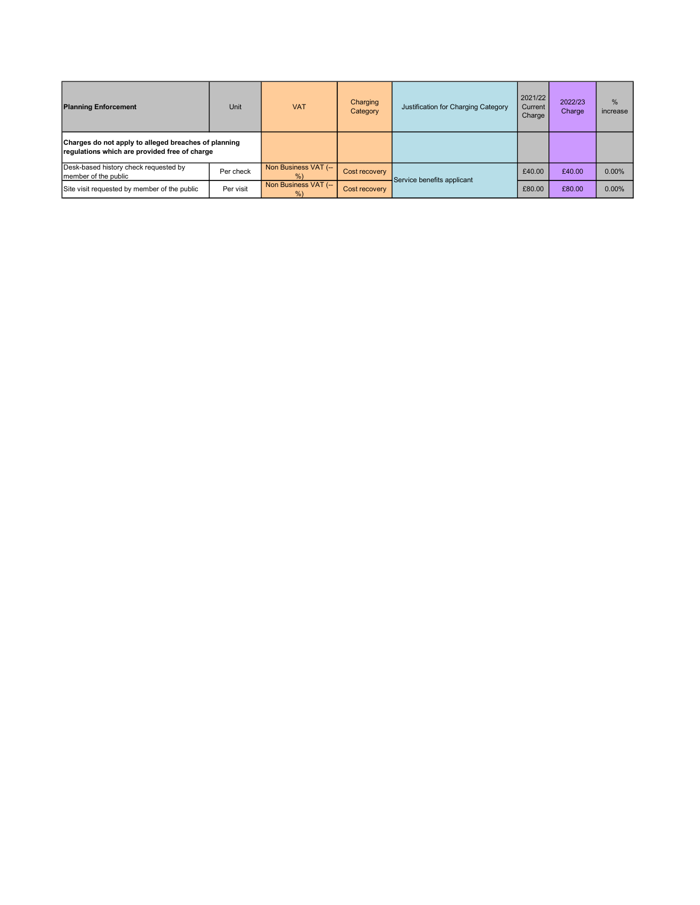| Planning Enforcement | Unit | VAT | Charging Category | Justification for Charging Category | 2021/22 Current Charge | 2022/23 Charge | % increase |
|---|---|---|---|---|---|---|---|
| **Charges do not apply to alleged breaches of planning regulations which are provided free of charge** | | | | | | | |
| Desk-based history check requested by member of the public | Per check | Non Business VAT (-- %) | Cost recovery | Service benefits applicant | £40.00 | £40.00 | 0.00% |
| Site visit requested by member of the public | Per visit | Non Business VAT (-- %) | Cost recovery | | £80.00 | £80.00 | 0.00% |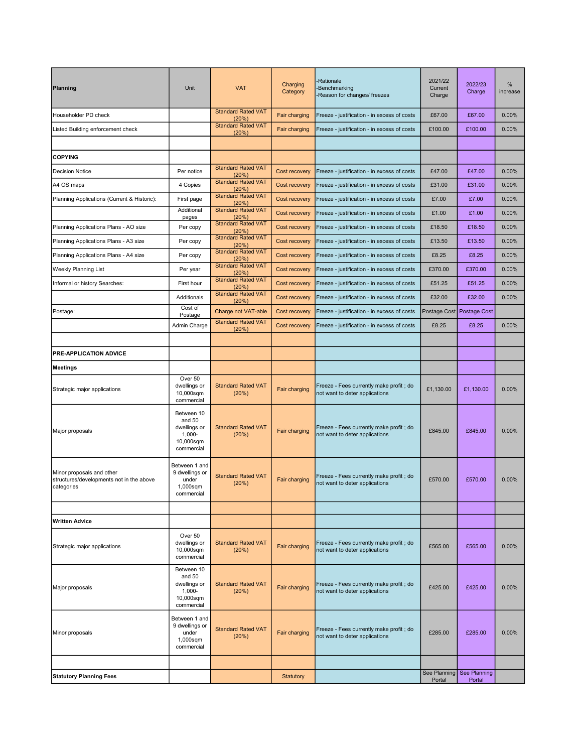| Planning | Unit | VAT | Charging Category | -Rationale<br>-Benchmarking<br>-Reason for changes/ freezes | 2021/22 Current Charge | 2022/23 Charge | % increase |
|---|---|---|---|---|---|---|---|
| Householder PD check | | Standard Rated VAT (20%) | Fair charging | Freeze - justification - in excess of costs | £67.00 | £67.00 | 0.00% |
| Listed Building enforcement check | | Standard Rated VAT (20%) | Fair charging | Freeze - justification - in excess of costs | £100.00 | £100.00 | 0.00% |
| | | | | | | | |
| **COPYING** | | | | | | | |
| Decision Notice | Per notice | Standard Rated VAT (20%) | Cost recovery | Freeze - justification - in excess of costs | £47.00 | £47.00 | 0.00% |
| A4 OS maps | 4 Copies | Standard Rated VAT (20%) | Cost recovery | Freeze - justification - in excess of costs | £31.00 | £31.00 | 0.00% |
| Planning Applications (Current & Historic): | First page | Standard Rated VAT (20%) | Cost recovery | Freeze - justification - in excess of costs | £7.00 | £7.00 | 0.00% |
| | Additional pages | Standard Rated VAT (20%) | Cost recovery | Freeze - justification - in excess of costs | £1.00 | £1.00 | 0.00% |
| Planning Applications Plans - AO size | Per copy | Standard Rated VAT (20%) | Cost recovery | Freeze - justification - in excess of costs | £18.50 | £18.50 | 0.00% |
| Planning Applications Plans - A3 size | Per copy | Standard Rated VAT (20%) | Cost recovery | Freeze - justification - in excess of costs | £13.50 | £13.50 | 0.00% |
| Planning Applications Plans - A4 size | Per copy | Standard Rated VAT (20%) | Cost recovery | Freeze - justification - in excess of costs | £8.25 | £8.25 | 0.00% |
| Weekly Planning List | Per year | Standard Rated VAT (20%) | Cost recovery | Freeze - justification - in excess of costs | £370.00 | £370.00 | 0.00% |
| Informal or history Searches: | First hour | Standard Rated VAT (20%) | Cost recovery | Freeze - justification - in excess of costs | £51.25 | £51.25 | 0.00% |
| | Additionals | Standard Rated VAT (20%) | Cost recovery | Freeze - justification - in excess of costs | £32.00 | £32.00 | 0.00% |
| Postage: | Cost of Postage | Charge not VAT-able | Cost recovery | Freeze - justification - in excess of costs | Postage Cost | Postage Cost | |
| | Admin Charge | Standard Rated VAT (20%) | Cost recovery | Freeze - justification - in excess of costs | £8.25 | £8.25 | 0.00% |
| | | | | | | | |
| **PRE-APPLICATION ADVICE** | | | | | | | |
| **Meetings** | | | | | | | |
| Strategic major applications | Over 50 dwellings or 10,000sqm commercial | Standard Rated VAT (20%) | Fair charging | Freeze - Fees currently make profit ; do not want to deter applications | £1,130.00 | £1,130.00 | 0.00% |
| Major proposals | Between 10 and 50 dwellings or 1,000-10,000sqm commercial | Standard Rated VAT (20%) | Fair charging | Freeze - Fees currently make profit ; do not want to deter applications | £845.00 | £845.00 | 0.00% |
| Minor proposals and other structures/developments not in the above categories | Between 1 and 9 dwellings or under 1,000sqm commercial | Standard Rated VAT (20%) | Fair charging | Freeze - Fees currently make profit ; do not want to deter applications | £570.00 | £570.00 | 0.00% |
| | | | | | | | |
| **Written Advice** | | | | | | | |
| Strategic major applications | Over 50 dwellings or 10,000sqm commercial | Standard Rated VAT (20%) | Fair charging | Freeze - Fees currently make profit ; do not want to deter applications | £565.00 | £565.00 | 0.00% |
| Major proposals | Between 10 and 50 dwellings or 1,000-10,000sqm commercial | Standard Rated VAT (20%) | Fair charging | Freeze - Fees currently make profit ; do not want to deter applications | £425.00 | £425.00 | 0.00% |
| Minor proposals | Between 1 and 9 dwellings or under 1,000sqm commercial | Standard Rated VAT (20%) | Fair charging | Freeze - Fees currently make profit ; do not want to deter applications | £285.00 | £285.00 | 0.00% |
| | | | | | | | |
| **Statutory Planning Fees** | | | Statutory | | See Planning Portal | See Planning Portal | |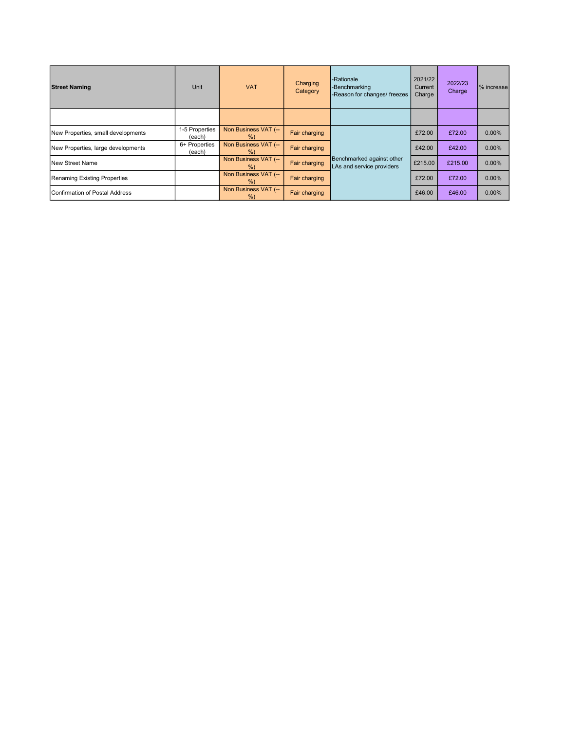| **Street Naming** | Unit | VAT | Charging Category | -Rationale<br>-Benchmarking<br>-Reason for changes/ freezes | 2021/22 Current Charge | 2022/23 Charge | % increase |
|---|---|---|---|---|---|---|---|
| | | | | | | | |
| New Properties, small developments | 1-5 Properties (each) | Non Business VAT (-- %) | Fair charging | Benchmarked against other LAs and service providers | £72.00 | £72.00 | 0.00% |
| New Properties, large developments | 6+ Properties (each) | Non Business VAT (-- %) | Fair charging | | £42.00 | £42.00 | 0.00% |
| New Street Name | | Non Business VAT (-- %) | Fair charging | | £215.00 | £215.00 | 0.00% |
| Renaming Existing Properties | | Non Business VAT (-- %) | Fair charging | | £72.00 | £72.00 | 0.00% |
| Confirmation of Postal Address | | Non Business VAT (-- %) | Fair charging | | £46.00 | £46.00 | 0.00% |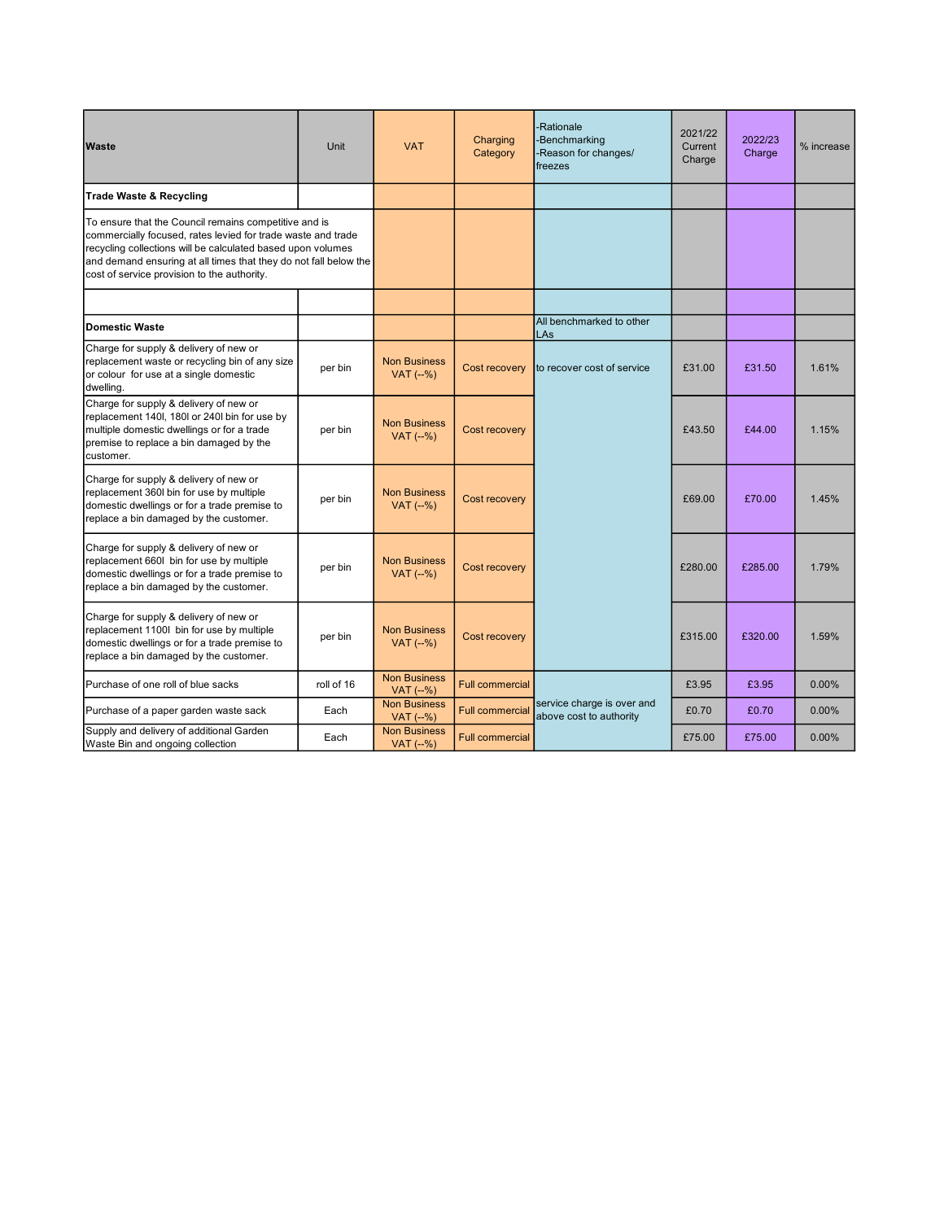| Waste | Unit | VAT | Charging Category | -Rationale -Benchmarking -Reason for changes/ freezes | 2021/22 Current Charge | 2022/23 Charge | % increase |
|---|---|---|---|---|---|---|---|
| **Trade Waste & Recycling** | | | | | | | |
| To ensure that the Council remains competitive and is commercially focused, rates levied for trade waste and trade recycling collections will be calculated based upon volumes and demand ensuring at all times that they do not fall below the cost of service provision to the authority. | | | | | | | |
| | | | | | | | |
| **Domestic Waste** | | | | All benchmarked to other LAs | | | |
| Charge for supply & delivery of new or replacement waste or recycling bin of any size or colour for use at a single domestic dwelling. | per bin | Non Business VAT (--%) | Cost recovery | to recover cost of service | £31.00 | £31.50 | 1.61% |
| Charge for supply & delivery of new or replacement 140l, 180l or 240l bin for use by multiple domestic dwellings or for a trade premise to replace a bin damaged by the customer. | per bin | Non Business VAT (--%) | Cost recovery | | £43.50 | £44.00 | 1.15% |
| Charge for supply & delivery of new or replacement 360l bin for use by multiple domestic dwellings or for a trade premise to replace a bin damaged by the customer. | per bin | Non Business VAT (--%) | Cost recovery | | £69.00 | £70.00 | 1.45% |
| Charge for supply & delivery of new or replacement 660l bin for use by multiple domestic dwellings or for a trade premise to replace a bin damaged by the customer. | per bin | Non Business VAT (--%) | Cost recovery | | £280.00 | £285.00 | 1.79% |
| Charge for supply & delivery of new or replacement 1100l bin for use by multiple domestic dwellings or for a trade premise to replace a bin damaged by the customer. | per bin | Non Business VAT (--%) | Cost recovery | | £315.00 | £320.00 | 1.59% |
| Purchase of one roll of blue sacks | roll of 16 | Non Business VAT (--%) | Full commercial | service charge is over and above cost to authority | £3.95 | £3.95 | 0.00% |
| Purchase of a paper garden waste sack | Each | Non Business VAT (--%) | Full commercial | | £0.70 | £0.70 | 0.00% |
| Supply and delivery of additional Garden Waste Bin and ongoing collection | Each | Non Business VAT (--%) | Full commercial | | £75.00 | £75.00 | 0.00% |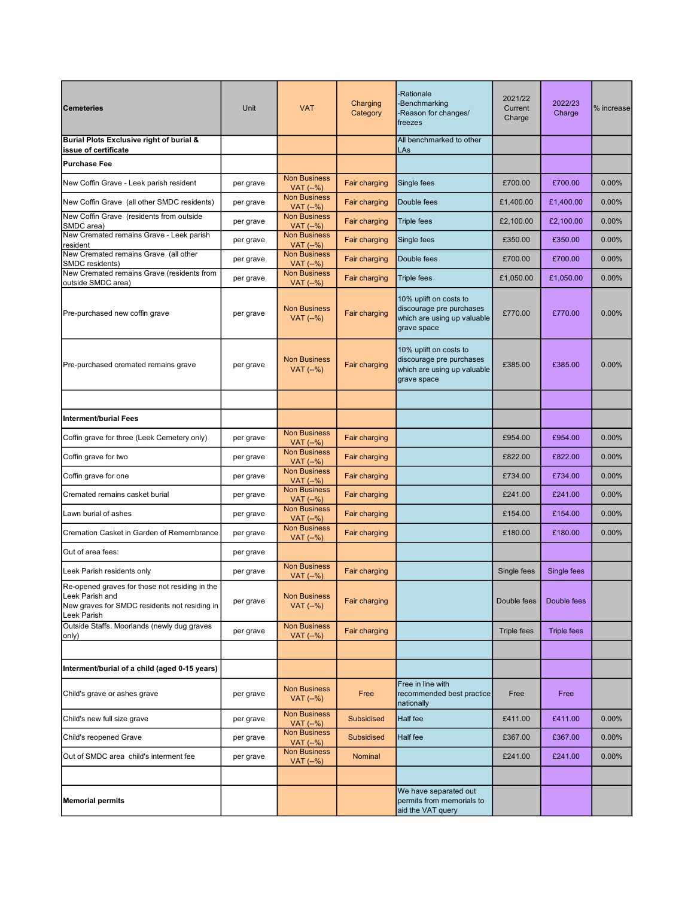| Cemeteries | Unit | VAT | Charging Category | -Rationale -Benchmarking -Reason for changes/ freezes | 2021/22 Current Charge | 2022/23 Charge | % increase |
|---|---|---|---|---|---|---|---|
| **Burial Plots Exclusive right of burial & issue of certificate** | | | | All benchmarked to other LAs | | | |
| **Purchase Fee** | | | | | | | |
| New Coffin Grave - Leek parish resident | per grave | Non Business VAT (--%) | Fair charging | Single fees | £700.00 | £700.00 | 0.00% |
| New Coffin Grave (all other SMDC residents) | per grave | Non Business VAT (--%) | Fair charging | Double fees | £1,400.00 | £1,400.00 | 0.00% |
| New Coffin Grave (residents from outside SMDC area) | per grave | Non Business VAT (--%) | Fair charging | Triple fees | £2,100.00 | £2,100.00 | 0.00% |
| New Cremated remains Grave - Leek parish resident | per grave | Non Business VAT (--%) | Fair charging | Single fees | £350.00 | £350.00 | 0.00% |
| New Cremated remains Grave (all other SMDC residents) | per grave | Non Business VAT (--%) | Fair charging | Double fees | £700.00 | £700.00 | 0.00% |
| New Cremated remains Grave (residents from outside SMDC area) | per grave | Non Business VAT (--%) | Fair charging | Triple fees | £1,050.00 | £1,050.00 | 0.00% |
| Pre-purchased new coffin grave | per grave | Non Business VAT (--%) | Fair charging | 10% uplift on costs to discourage pre purchases which are using up valuable grave space | £770.00 | £770.00 | 0.00% |
| Pre-purchased cremated remains grave | per grave | Non Business VAT (--%) | Fair charging | 10% uplift on costs to discourage pre purchases which are using up valuable grave space | £385.00 | £385.00 | 0.00% |
| | | | | | | | |
| **Interment/burial Fees** | | | | | | | |
| Coffin grave for three (Leek Cemetery only) | per grave | Non Business VAT (--%) | Fair charging | | £954.00 | £954.00 | 0.00% |
| Coffin grave for two | per grave | Non Business VAT (--%) | Fair charging | | £822.00 | £822.00 | 0.00% |
| Coffin grave for one | per grave | Non Business VAT (--%) | Fair charging | | £734.00 | £734.00 | 0.00% |
| Cremated remains casket burial | per grave | Non Business VAT (--%) | Fair charging | | £241.00 | £241.00 | 0.00% |
| Lawn burial of ashes | per grave | Non Business VAT (--%) | Fair charging | | £154.00 | £154.00 | 0.00% |
| Cremation Casket in Garden of Remembrance | per grave | Non Business VAT (--%) | Fair charging | | £180.00 | £180.00 | 0.00% |
| Out of area fees: | per grave | | | | | | |
| Leek Parish residents only | per grave | Non Business VAT (--%) | Fair charging | | Single fees | Single fees | |
| Re-opened graves for those not residing in the Leek Parish and New graves for SMDC residents not residing in Leek Parish | per grave | Non Business VAT (--%) | Fair charging | | Double fees | Double fees | |
| Outside Staffs. Moorlands (newly dug graves only) | per grave | Non Business VAT (--%) | Fair charging | | Triple fees | Triple fees | |
| | | | | | | | |
| **Interment/burial of a child (aged 0-15 years)** | | | | | | | |
| Child's grave or ashes grave | per grave | Non Business VAT (--%) | Free | Free in line with recommended best practice nationally | Free | Free | |
| Child's new full size grave | per grave | Non Business VAT (--%) | Subsidised | Half fee | £411.00 | £411.00 | 0.00% |
| Child's reopened Grave | per grave | Non Business VAT (--%) | Subsidised | Half fee | £367.00 | £367.00 | 0.00% |
| Out of SMDC area child's interment fee | per grave | Non Business VAT (--%) | Nominal | | £241.00 | £241.00 | 0.00% |
| | | | | | | | |
| **Memorial permits** | | | | We have separated out permits from memorials to aid the VAT query | | | |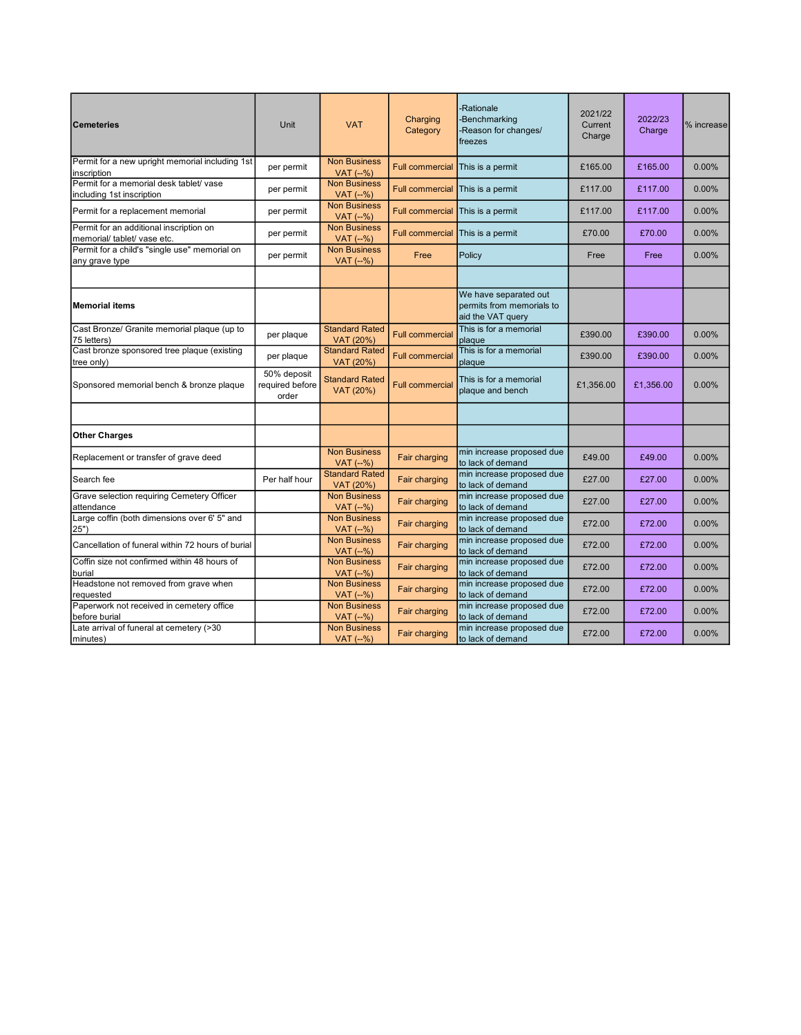| **Cemeteries** | Unit | VAT | Charging Category | -Rationale -Benchmarking -Reason for changes/ freezes | 2021/22 Current Charge | 2022/23 Charge | % increase |
|---|---|---|---|---|---|---|---|
| Permit for a new upright memorial including 1st inscription | per permit | Non Business VAT (--%) | Full commercial | This is a permit | £165.00 | £165.00 | 0.00% |
| Permit for a memorial desk tablet/ vase including 1st inscription | per permit | Non Business VAT (--%) | Full commercial | This is a permit | £117.00 | £117.00 | 0.00% |
| Permit for a replacement memorial | per permit | Non Business VAT (--%) | Full commercial | This is a permit | £117.00 | £117.00 | 0.00% |
| Permit for an additional inscription on memorial/ tablet/ vase etc. | per permit | Non Business VAT (--%) | Full commercial | This is a permit | £70.00 | £70.00 | 0.00% |
| Permit for a child's "single use" memorial on any grave type | per permit | Non Business VAT (--%) | Free | Policy | Free | Free | 0.00% |
| | | | | | | | |
| **Memorial items** | | | | We have separated out permits from memorials to aid the VAT query | | | |
| Cast Bronze/ Granite memorial plaque (up to 75 letters) | per plaque | Standard Rated VAT (20%) | Full commercial | This is for a memorial plaque | £390.00 | £390.00 | 0.00% |
| Cast bronze sponsored tree plaque (existing tree only) | per plaque | Standard Rated VAT (20%) | Full commercial | This is for a memorial plaque | £390.00 | £390.00 | 0.00% |
| Sponsored memorial bench & bronze plaque | 50% deposit required before order | Standard Rated VAT (20%) | Full commercial | This is for a memorial plaque and bench | £1,356.00 | £1,356.00 | 0.00% |
| | | | | | | | |
| **Other Charges** | | | | | | | |
| Replacement or transfer of grave deed | | Non Business VAT (--%) | Fair charging | min increase proposed due to lack of demand | £49.00 | £49.00 | 0.00% |
| Search fee | Per half hour | Standard Rated VAT (20%) | Fair charging | min increase proposed due to lack of demand | £27.00 | £27.00 | 0.00% |
| Grave selection requiring Cemetery Officer attendance | | Non Business VAT (--%) | Fair charging | min increase proposed due to lack of demand | £27.00 | £27.00 | 0.00% |
| Large coffin (both dimensions over 6' 5" and 25") | | Non Business VAT (--%) | Fair charging | min increase proposed due to lack of demand | £72.00 | £72.00 | 0.00% |
| Cancellation of funeral within 72 hours of burial | | Non Business VAT (--%) | Fair charging | min increase proposed due to lack of demand | £72.00 | £72.00 | 0.00% |
| Coffin size not confirmed within 48 hours of burial | | Non Business VAT (--%) | Fair charging | min increase proposed due to lack of demand | £72.00 | £72.00 | 0.00% |
| Headstone not removed from grave when requested | | Non Business VAT (--%) | Fair charging | min increase proposed due to lack of demand | £72.00 | £72.00 | 0.00% |
| Paperwork not received in cemetery office before burial | | Non Business VAT (--%) | Fair charging | min increase proposed due to lack of demand | £72.00 | £72.00 | 0.00% |
| Late arrival of funeral at cemetery (>30 minutes) | | Non Business VAT (--%) | Fair charging | min increase proposed due to lack of demand | £72.00 | £72.00 | 0.00% |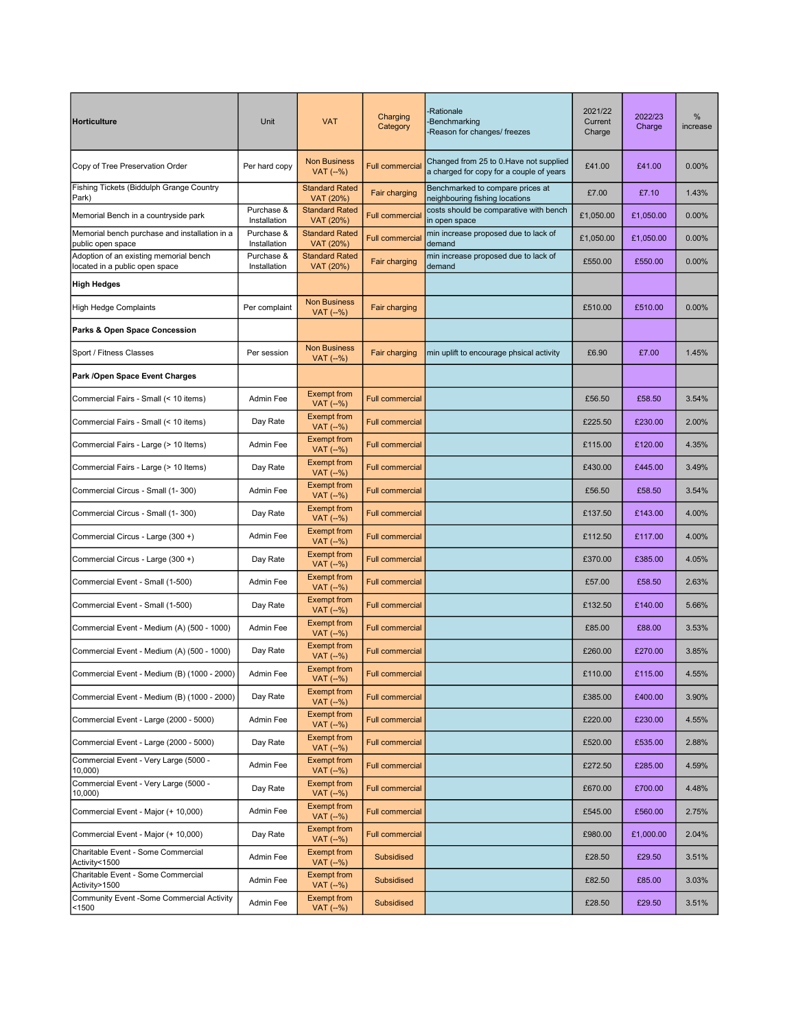| Horticulture | Unit | VAT | Charging Category | -Rationale -Benchmarking -Reason for changes/ freezes | 2021/22 Current Charge | 2022/23 Charge | % increase |
|---|---|---|---|---|---|---|---|
| Copy of Tree Preservation Order | Per hard copy | Non Business VAT (--%) | Full commercial | Changed from 25 to 0.Have not supplied a charged for copy for a couple of years | £41.00 | £41.00 | 0.00% |
| Fishing Tickets (Biddulph Grange Country Park) | | Standard Rated VAT (20%) | Fair charging | Benchmarked to compare prices at neighbouring fishing locations | £7.00 | £7.10 | 1.43% |
| Memorial Bench in a countryside park | Purchase & Installation | Standard Rated VAT (20%) | Full commercial | costs should be comparative with bench in open space | £1,050.00 | £1,050.00 | 0.00% |
| Memorial bench purchase and installation in a public open space | Purchase & Installation | Standard Rated VAT (20%) | Full commercial | min increase proposed due to lack of demand | £1,050.00 | £1,050.00 | 0.00% |
| Adoption of an existing memorial bench located in a public open space | Purchase & Installation | Standard Rated VAT (20%) | Fair charging | min increase proposed due to lack of demand | £550.00 | £550.00 | 0.00% |
| **High Hedges** | | | | | | | |
| High Hedge Complaints | Per complaint | Non Business VAT (--%) | Fair charging | | £510.00 | £510.00 | 0.00% |
| **Parks & Open Space Concession** | | | | | | | |
| Sport / Fitness Classes | Per session | Non Business VAT (--%) | Fair charging | min uplift to encourage phsical activity | £6.90 | £7.00 | 1.45% |
| **Park /Open Space Event Charges** | | | | | | | |
| Commercial Fairs - Small (< 10 items) | Admin Fee | Exempt from VAT (--%) | Full commercial | | £56.50 | £58.50 | 3.54% |
| Commercial Fairs - Small (< 10 items) | Day Rate | Exempt from VAT (--%) | Full commercial | | £225.50 | £230.00 | 2.00% |
| Commercial Fairs - Large (> 10 Items) | Admin Fee | Exempt from VAT (--%) | Full commercial | | £115.00 | £120.00 | 4.35% |
| Commercial Fairs - Large (> 10 Items) | Day Rate | Exempt from VAT (--%) | Full commercial | | £430.00 | £445.00 | 3.49% |
| Commercial Circus - Small (1- 300) | Admin Fee | Exempt from VAT (--%) | Full commercial | | £56.50 | £58.50 | 3.54% |
| Commercial Circus - Small (1- 300) | Day Rate | Exempt from VAT (--%) | Full commercial | | £137.50 | £143.00 | 4.00% |
| Commercial Circus - Large (300 +) | Admin Fee | Exempt from VAT (--%) | Full commercial | | £112.50 | £117.00 | 4.00% |
| Commercial Circus - Large (300 +) | Day Rate | Exempt from VAT (--%) | Full commercial | | £370.00 | £385.00 | 4.05% |
| Commercial Event - Small (1-500) | Admin Fee | Exempt from VAT (--%) | Full commercial | | £57.00 | £58.50 | 2.63% |
| Commercial Event - Small (1-500) | Day Rate | Exempt from VAT (--%) | Full commercial | | £132.50 | £140.00 | 5.66% |
| Commercial Event - Medium (A) (500 - 1000) | Admin Fee | Exempt from VAT (--%) | Full commercial | | £85.00 | £88.00 | 3.53% |
| Commercial Event - Medium (A) (500 - 1000) | Day Rate | Exempt from VAT (--%) | Full commercial | | £260.00 | £270.00 | 3.85% |
| Commercial Event - Medium (B) (1000 - 2000) | Admin Fee | Exempt from VAT (--%) | Full commercial | | £110.00 | £115.00 | 4.55% |
| Commercial Event - Medium (B) (1000 - 2000) | Day Rate | Exempt from VAT (--%) | Full commercial | | £385.00 | £400.00 | 3.90% |
| Commercial Event - Large (2000 - 5000) | Admin Fee | Exempt from VAT (--%) | Full commercial | | £220.00 | £230.00 | 4.55% |
| Commercial Event - Large (2000 - 5000) | Day Rate | Exempt from VAT (--%) | Full commercial | | £520.00 | £535.00 | 2.88% |
| Commercial Event - Very Large (5000 - 10,000) | Admin Fee | Exempt from VAT (--%) | Full commercial | | £272.50 | £285.00 | 4.59% |
| Commercial Event - Very Large (5000 - 10,000) | Day Rate | Exempt from VAT (--%) | Full commercial | | £670.00 | £700.00 | 4.48% |
| Commercial Event - Major (+ 10,000) | Admin Fee | Exempt from VAT (--%) | Full commercial | | £545.00 | £560.00 | 2.75% |
| Commercial Event - Major (+ 10,000) | Day Rate | Exempt from VAT (--%) | Full commercial | | £980.00 | £1,000.00 | 2.04% |
| Charitable Event - Some Commercial Activity<1500 | Admin Fee | Exempt from VAT (--%) | Subsidised | | £28.50 | £29.50 | 3.51% |
| Charitable Event - Some Commercial Activity>1500 | Admin Fee | Exempt from VAT (--%) | Subsidised | | £82.50 | £85.00 | 3.03% |
| Community Event -Some Commercial Activity <1500 | Admin Fee | Exempt from VAT (--%) | Subsidised | | £28.50 | £29.50 | 3.51% |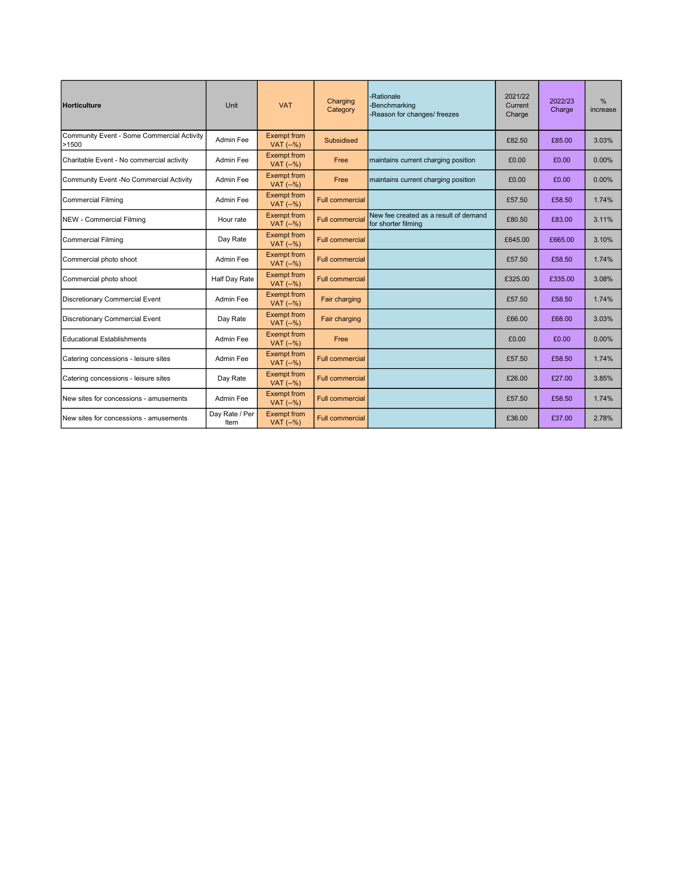| Horticulture | Unit | VAT | Charging Category | -Rationale<br>-Benchmarking<br>-Reason for changes/ freezes | 2021/22 Current Charge | 2022/23 Charge | % increase |
|---|---|---|---|---|---|---|---|
| Community Event - Some Commercial Activity >1500 | Admin Fee | Exempt from VAT (--%) | Subsidised | | £82.50 | £85.00 | 3.03% |
| Charitable Event - No commercial activity | Admin Fee | Exempt from VAT (--%) | Free | maintains current charging position | £0.00 | £0.00 | 0.00% |
| Community Event -No Commercial Activity | Admin Fee | Exempt from VAT (--%) | Free | maintains current charging position | £0.00 | £0.00 | 0.00% |
| Commercial Filming | Admin Fee | Exempt from VAT (--%) | Full commercial | | £57.50 | £58.50 | 1.74% |
| NEW - Commercial Filming | Hour rate | Exempt from VAT (--%) | Full commercial | New fee created as a result of demand for shorter filming | £80.50 | £83.00 | 3.11% |
| Commercial Filming | Day Rate | Exempt from VAT (--%) | Full commercial | | £645.00 | £665.00 | 3.10% |
| Commercial photo shoot | Admin Fee | Exempt from VAT (--%) | Full commercial | | £57.50 | £58.50 | 1.74% |
| Commercial photo shoot | Half Day Rate | Exempt from VAT (--%) | Full commercial | | £325.00 | £335.00 | 3.08% |
| Discretionary Commercial Event | Admin Fee | Exempt from VAT (--%) | Fair charging | | £57.50 | £58.50 | 1.74% |
| Discretionary Commercial Event | Day Rate | Exempt from VAT (--%) | Fair charging | | £66.00 | £68.00 | 3.03% |
| Educational Establishments | Admin Fee | Exempt from VAT (--%) | Free | | £0.00 | £0.00 | 0.00% |
| Catering concessions - leisure sites | Admin Fee | Exempt from VAT (--%) | Full commercial | | £57.50 | £58.50 | 1.74% |
| Catering concessions - leisure sites | Day Rate | Exempt from VAT (--%) | Full commercial | | £26.00 | £27.00 | 3.85% |
| New sites for concessions - amusements | Admin Fee | Exempt from VAT (--%) | Full commercial | | £57.50 | £58.50 | 1.74% |
| New sites for concessions - amusements | Day Rate / Per Item | Exempt from VAT (--%) | Full commercial | | £36.00 | £37.00 | 2.78% |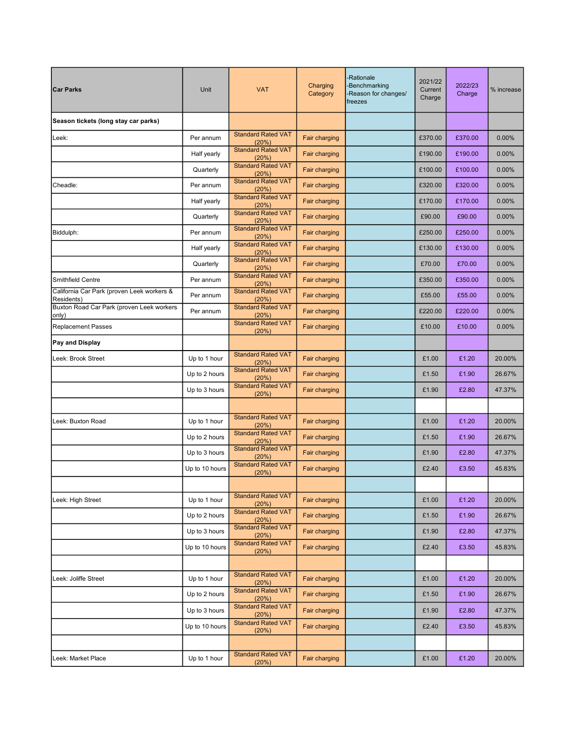| **Car Parks** | Unit | VAT | Charging Category | -Rationale -Benchmarking -Reason for changes/ freezes | 2021/22 Current Charge | 2022/23 Charge | % increase |
|---|---|---|---|---|---|---|---|
| **Season tickets (long stay car parks)** | | | | | | | |
| Leek: | Per annum | Standard Rated VAT (20%) | Fair charging | | £370.00 | £370.00 | 0.00% |
| | Half yearly | Standard Rated VAT (20%) | Fair charging | | £190.00 | £190.00 | 0.00% |
| | Quarterly | Standard Rated VAT (20%) | Fair charging | | £100.00 | £100.00 | 0.00% |
| Cheadle: | Per annum | Standard Rated VAT (20%) | Fair charging | | £320.00 | £320.00 | 0.00% |
| | Half yearly | Standard Rated VAT (20%) | Fair charging | | £170.00 | £170.00 | 0.00% |
| | Quarterly | Standard Rated VAT (20%) | Fair charging | | £90.00 | £90.00 | 0.00% |
| Biddulph: | Per annum | Standard Rated VAT (20%) | Fair charging | | £250.00 | £250.00 | 0.00% |
| | Half yearly | Standard Rated VAT (20%) | Fair charging | | £130.00 | £130.00 | 0.00% |
| | Quarterly | Standard Rated VAT (20%) | Fair charging | | £70.00 | £70.00 | 0.00% |
| Smithfield Centre | Per annum | Standard Rated VAT (20%) | Fair charging | | £350.00 | £350.00 | 0.00% |
| California Car Park (proven Leek workers & Residents) | Per annum | Standard Rated VAT (20%) | Fair charging | | £55.00 | £55.00 | 0.00% |
| Buxton Road Car Park (proven Leek workers only) | Per annum | Standard Rated VAT (20%) | Fair charging | | £220.00 | £220.00 | 0.00% |
| Replacement Passes | | Standard Rated VAT (20%) | Fair charging | | £10.00 | £10.00 | 0.00% |
| **Pay and Display** | | | | | | | |
| Leek: Brook Street | Up to 1 hour | Standard Rated VAT (20%) | Fair charging | | £1.00 | £1.20 | 20.00% |
| | Up to 2 hours | Standard Rated VAT (20%) | Fair charging | | £1.50 | £1.90 | 26.67% |
| | Up to 3 hours | Standard Rated VAT (20%) | Fair charging | | £1.90 | £2.80 | 47.37% |
| | | | | | | | |
| Leek: Buxton Road | Up to 1 hour | Standard Rated VAT (20%) | Fair charging | | £1.00 | £1.20 | 20.00% |
| | Up to 2 hours | Standard Rated VAT (20%) | Fair charging | | £1.50 | £1.90 | 26.67% |
| | Up to 3 hours | Standard Rated VAT (20%) | Fair charging | | £1.90 | £2.80 | 47.37% |
| | Up to 10 hours | Standard Rated VAT (20%) | Fair charging | | £2.40 | £3.50 | 45.83% |
| | | | | | | | |
| Leek: High Street | Up to 1 hour | Standard Rated VAT (20%) | Fair charging | | £1.00 | £1.20 | 20.00% |
| | Up to 2 hours | Standard Rated VAT (20%) | Fair charging | | £1.50 | £1.90 | 26.67% |
| | Up to 3 hours | Standard Rated VAT (20%) | Fair charging | | £1.90 | £2.80 | 47.37% |
| | Up to 10 hours | Standard Rated VAT (20%) | Fair charging | | £2.40 | £3.50 | 45.83% |
| | | | | | | | |
| Leek: Joliffe Street | Up to 1 hour | Standard Rated VAT (20%) | Fair charging | | £1.00 | £1.20 | 20.00% |
| | Up to 2 hours | Standard Rated VAT (20%) | Fair charging | | £1.50 | £1.90 | 26.67% |
| | Up to 3 hours | Standard Rated VAT (20%) | Fair charging | | £1.90 | £2.80 | 47.37% |
| | Up to 10 hours | Standard Rated VAT (20%) | Fair charging | | £2.40 | £3.50 | 45.83% |
| | | | | | | | |
| Leek: Market Place | Up to 1 hour | Standard Rated VAT (20%) | Fair charging | | £1.00 | £1.20 | 20.00% |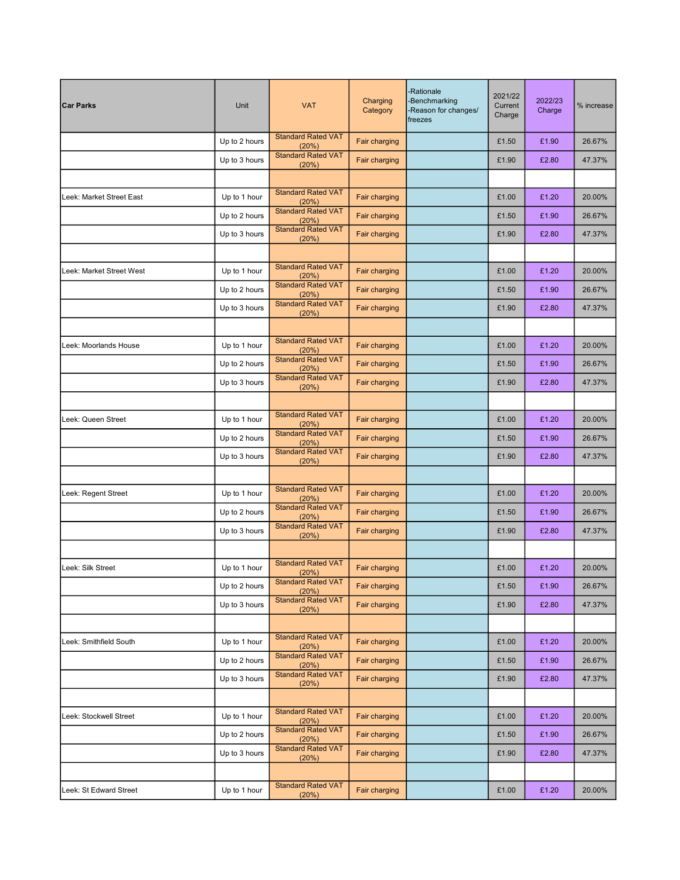| Car Parks | Unit | VAT | Charging Category | -Rationale<br>-Benchmarking<br>-Reason for changes/ freezes | 2021/22 Current Charge | 2022/23 Charge | % increase |
|---|---|---|---|---|---|---|---|
| | Up to 2 hours | Standard Rated VAT (20%) | Fair charging | | £1.50 | £1.90 | 26.67% |
| | Up to 3 hours | Standard Rated VAT (20%) | Fair charging | | £1.90 | £2.80 | 47.37% |
| | | | | | | | |
| Leek: Market Street East | Up to 1 hour | Standard Rated VAT (20%) | Fair charging | | £1.00 | £1.20 | 20.00% |
| | Up to 2 hours | Standard Rated VAT (20%) | Fair charging | | £1.50 | £1.90 | 26.67% |
| | Up to 3 hours | Standard Rated VAT (20%) | Fair charging | | £1.90 | £2.80 | 47.37% |
| | | | | | | | |
| Leek: Market Street West | Up to 1 hour | Standard Rated VAT (20%) | Fair charging | | £1.00 | £1.20 | 20.00% |
| | Up to 2 hours | Standard Rated VAT (20%) | Fair charging | | £1.50 | £1.90 | 26.67% |
| | Up to 3 hours | Standard Rated VAT (20%) | Fair charging | | £1.90 | £2.80 | 47.37% |
| | | | | | | | |
| Leek: Moorlands House | Up to 1 hour | Standard Rated VAT (20%) | Fair charging | | £1.00 | £1.20 | 20.00% |
| | Up to 2 hours | Standard Rated VAT (20%) | Fair charging | | £1.50 | £1.90 | 26.67% |
| | Up to 3 hours | Standard Rated VAT (20%) | Fair charging | | £1.90 | £2.80 | 47.37% |
| | | | | | | | |
| Leek: Queen Street | Up to 1 hour | Standard Rated VAT (20%) | Fair charging | | £1.00 | £1.20 | 20.00% |
| | Up to 2 hours | Standard Rated VAT (20%) | Fair charging | | £1.50 | £1.90 | 26.67% |
| | Up to 3 hours | Standard Rated VAT (20%) | Fair charging | | £1.90 | £2.80 | 47.37% |
| | | | | | | | |
| Leek: Regent Street | Up to 1 hour | Standard Rated VAT (20%) | Fair charging | | £1.00 | £1.20 | 20.00% |
| | Up to 2 hours | Standard Rated VAT (20%) | Fair charging | | £1.50 | £1.90 | 26.67% |
| | Up to 3 hours | Standard Rated VAT (20%) | Fair charging | | £1.90 | £2.80 | 47.37% |
| | | | | | | | |
| Leek: Silk Street | Up to 1 hour | Standard Rated VAT (20%) | Fair charging | | £1.00 | £1.20 | 20.00% |
| | Up to 2 hours | Standard Rated VAT (20%) | Fair charging | | £1.50 | £1.90 | 26.67% |
| | Up to 3 hours | Standard Rated VAT (20%) | Fair charging | | £1.90 | £2.80 | 47.37% |
| | | | | | | | |
| Leek: Smithfield South | Up to 1 hour | Standard Rated VAT (20%) | Fair charging | | £1.00 | £1.20 | 20.00% |
| | Up to 2 hours | Standard Rated VAT (20%) | Fair charging | | £1.50 | £1.90 | 26.67% |
| | Up to 3 hours | Standard Rated VAT (20%) | Fair charging | | £1.90 | £2.80 | 47.37% |
| | | | | | | | |
| Leek: Stockwell Street | Up to 1 hour | Standard Rated VAT (20%) | Fair charging | | £1.00 | £1.20 | 20.00% |
| | Up to 2 hours | Standard Rated VAT (20%) | Fair charging | | £1.50 | £1.90 | 26.67% |
| | Up to 3 hours | Standard Rated VAT (20%) | Fair charging | | £1.90 | £2.80 | 47.37% |
| | | | | | | | |
| Leek: St Edward Street | Up to 1 hour | Standard Rated VAT (20%) | Fair charging | | £1.00 | £1.20 | 20.00% |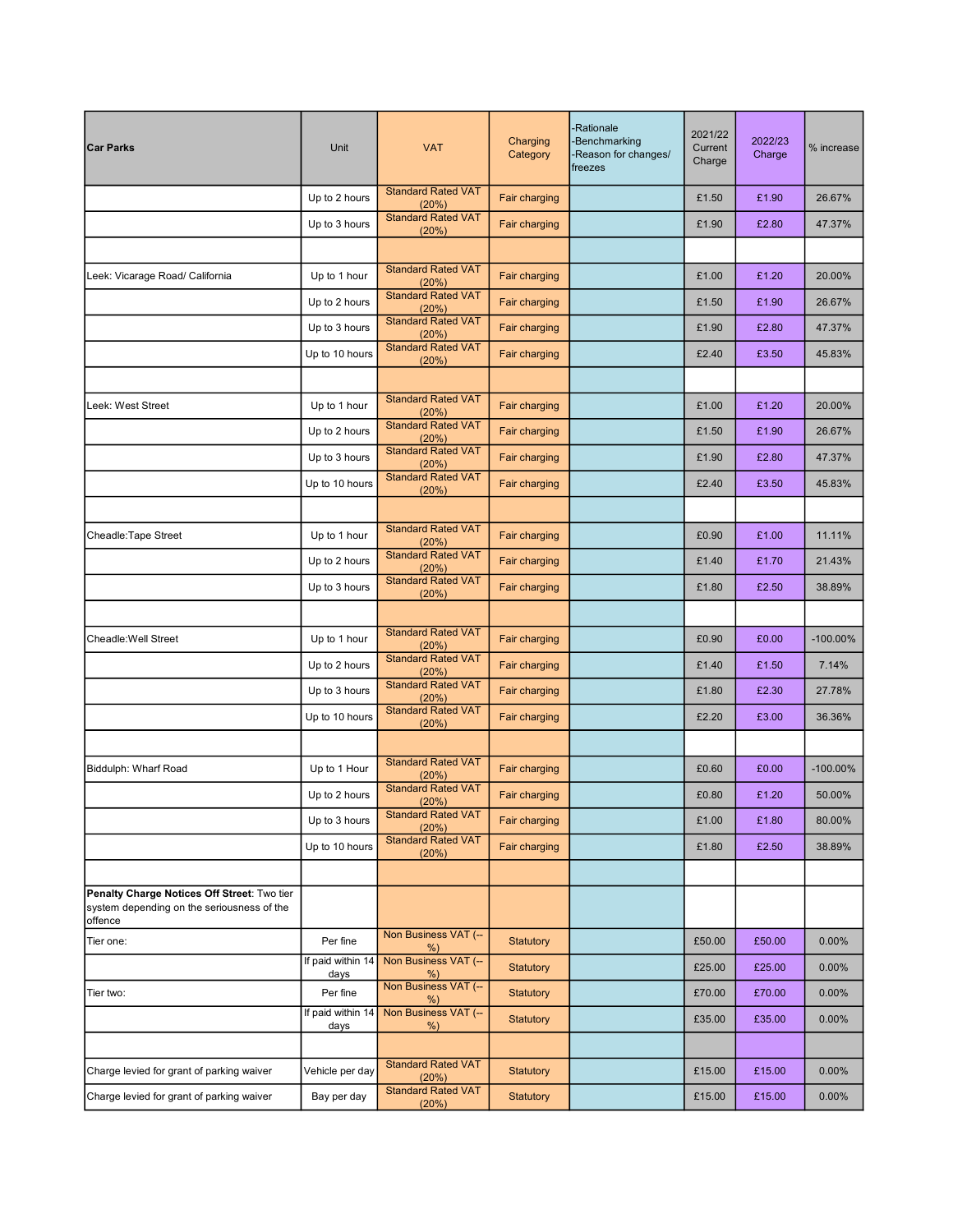| Car Parks | Unit | VAT | Charging Category | -Rationale -Benchmarking -Reason for changes/ freezes | 2021/22 Current Charge | 2022/23 Charge | % increase |
|---|---|---|---|---|---|---|---|
| | Up to 2 hours | Standard Rated VAT (20%) | Fair charging | | £1.50 | £1.90 | 26.67% |
| | Up to 3 hours | Standard Rated VAT (20%) | Fair charging | | £1.90 | £2.80 | 47.37% |
| | | | | | | | |
| Leek: Vicarage Road/ California | Up to 1 hour | Standard Rated VAT (20%) | Fair charging | | £1.00 | £1.20 | 20.00% |
| | Up to 2 hours | Standard Rated VAT (20%) | Fair charging | | £1.50 | £1.90 | 26.67% |
| | Up to 3 hours | Standard Rated VAT (20%) | Fair charging | | £1.90 | £2.80 | 47.37% |
| | Up to 10 hours | Standard Rated VAT (20%) | Fair charging | | £2.40 | £3.50 | 45.83% |
| | | | | | | | |
| Leek: West Street | Up to 1 hour | Standard Rated VAT (20%) | Fair charging | | £1.00 | £1.20 | 20.00% |
| | Up to 2 hours | Standard Rated VAT (20%) | Fair charging | | £1.50 | £1.90 | 26.67% |
| | Up to 3 hours | Standard Rated VAT (20%) | Fair charging | | £1.90 | £2.80 | 47.37% |
| | Up to 10 hours | Standard Rated VAT (20%) | Fair charging | | £2.40 | £3.50 | 45.83% |
| | | | | | | | |
| Cheadle:Tape Street | Up to 1 hour | Standard Rated VAT (20%) | Fair charging | | £0.90 | £1.00 | 11.11% |
| | Up to 2 hours | Standard Rated VAT (20%) | Fair charging | | £1.40 | £1.70 | 21.43% |
| | Up to 3 hours | Standard Rated VAT (20%) | Fair charging | | £1.80 | £2.50 | 38.89% |
| | | | | | | | |
| Cheadle:Well Street | Up to 1 hour | Standard Rated VAT (20%) | Fair charging | | £0.90 | £0.00 | -100.00% |
| | Up to 2 hours | Standard Rated VAT (20%) | Fair charging | | £1.40 | £1.50 | 7.14% |
| | Up to 3 hours | Standard Rated VAT (20%) | Fair charging | | £1.80 | £2.30 | 27.78% |
| | Up to 10 hours | Standard Rated VAT (20%) | Fair charging | | £2.20 | £3.00 | 36.36% |
| | | | | | | | |
| Biddulph: Wharf Road | Up to 1 Hour | Standard Rated VAT (20%) | Fair charging | | £0.60 | £0.00 | -100.00% |
| | Up to 2 hours | Standard Rated VAT (20%) | Fair charging | | £0.80 | £1.20 | 50.00% |
| | Up to 3 hours | Standard Rated VAT (20%) | Fair charging | | £1.00 | £1.80 | 80.00% |
| | Up to 10 hours | Standard Rated VAT (20%) | Fair charging | | £1.80 | £2.50 | 38.89% |
| | | | | | | | |
| **Penalty Charge Notices Off Street**: Two tier system depending on the seriousness of the offence | | | | | | | |
| Tier one: | Per fine | Non Business VAT (--%) | Statutory | | £50.00 | £50.00 | 0.00% |
| | If paid within 14 days | Non Business VAT (--%) | Statutory | | £25.00 | £25.00 | 0.00% |
| Tier two: | Per fine | Non Business VAT (--%) | Statutory | | £70.00 | £70.00 | 0.00% |
| | If paid within 14 days | Non Business VAT (--%) | Statutory | | £35.00 | £35.00 | 0.00% |
| | | | | | | | |
| Charge levied for grant of parking waiver | Vehicle per day | Standard Rated VAT (20%) | Statutory | | £15.00 | £15.00 | 0.00% |
| Charge levied for grant of parking waiver | Bay per day | Standard Rated VAT (20%) | Statutory | | £15.00 | £15.00 | 0.00% |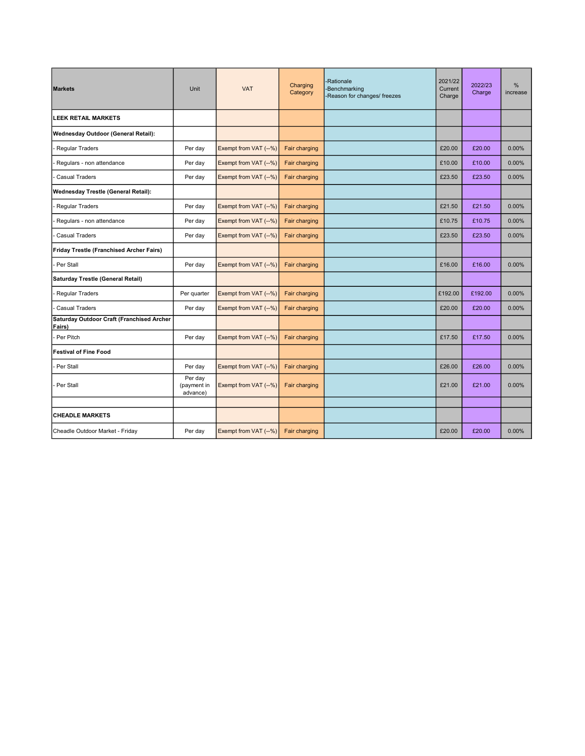| Markets | Unit | VAT | Charging Category | -Rationale<br>-Benchmarking<br>-Reason for changes/ freezes | 2021/22 Current Charge | 2022/23 Charge | % increase |
|---|---|---|---|---|---|---|---|
| **LEEK RETAIL MARKETS** | | | | | | | |
| **Wednesday Outdoor (General Retail):** | | | | | | | |
| - Regular Traders | Per day | Exempt from VAT (--%) | Fair charging | | £20.00 | £20.00 | 0.00% |
| - Regulars - non attendance | Per day | Exempt from VAT (--%) | Fair charging | | £10.00 | £10.00 | 0.00% |
| - Casual Traders | Per day | Exempt from VAT (--%) | Fair charging | | £23.50 | £23.50 | 0.00% |
| **Wednesday Trestle (General Retail):** | | | | | | | |
| - Regular Traders | Per day | Exempt from VAT (--%) | Fair charging | | £21.50 | £21.50 | 0.00% |
| - Regulars - non attendance | Per day | Exempt from VAT (--%) | Fair charging | | £10.75 | £10.75 | 0.00% |
| - Casual Traders | Per day | Exempt from VAT (--%) | Fair charging | | £23.50 | £23.50 | 0.00% |
| **Friday Trestle (Franchised Archer Fairs)** | | | | | | | |
| - Per Stall | Per day | Exempt from VAT (--%) | Fair charging | | £16.00 | £16.00 | 0.00% |
| **Saturday Trestle (General Retail)** | | | | | | | |
| - Regular Traders | Per quarter | Exempt from VAT (--%) | Fair charging | | £192.00 | £192.00 | 0.00% |
| - Casual Traders | Per day | Exempt from VAT (--%) | Fair charging | | £20.00 | £20.00 | 0.00% |
| **Saturday Outdoor Craft (Franchised Archer Fairs)** | | | | | | | |
| - Per Pitch | Per day | Exempt from VAT (--%) | Fair charging | | £17.50 | £17.50 | 0.00% |
| **Festival of Fine Food** | | | | | | | |
| - Per Stall | Per day | Exempt from VAT (--%) | Fair charging | | £26.00 | £26.00 | 0.00% |
| - Per Stall | Per day (payment in advance) | Exempt from VAT (--%) | Fair charging | | £21.00 | £21.00 | 0.00% |
| | | | | | | | |
| **CHEADLE MARKETS** | | | | | | | |
| Cheadle Outdoor Market - Friday | Per day | Exempt from VAT (--%) | Fair charging | | £20.00 | £20.00 | 0.00% |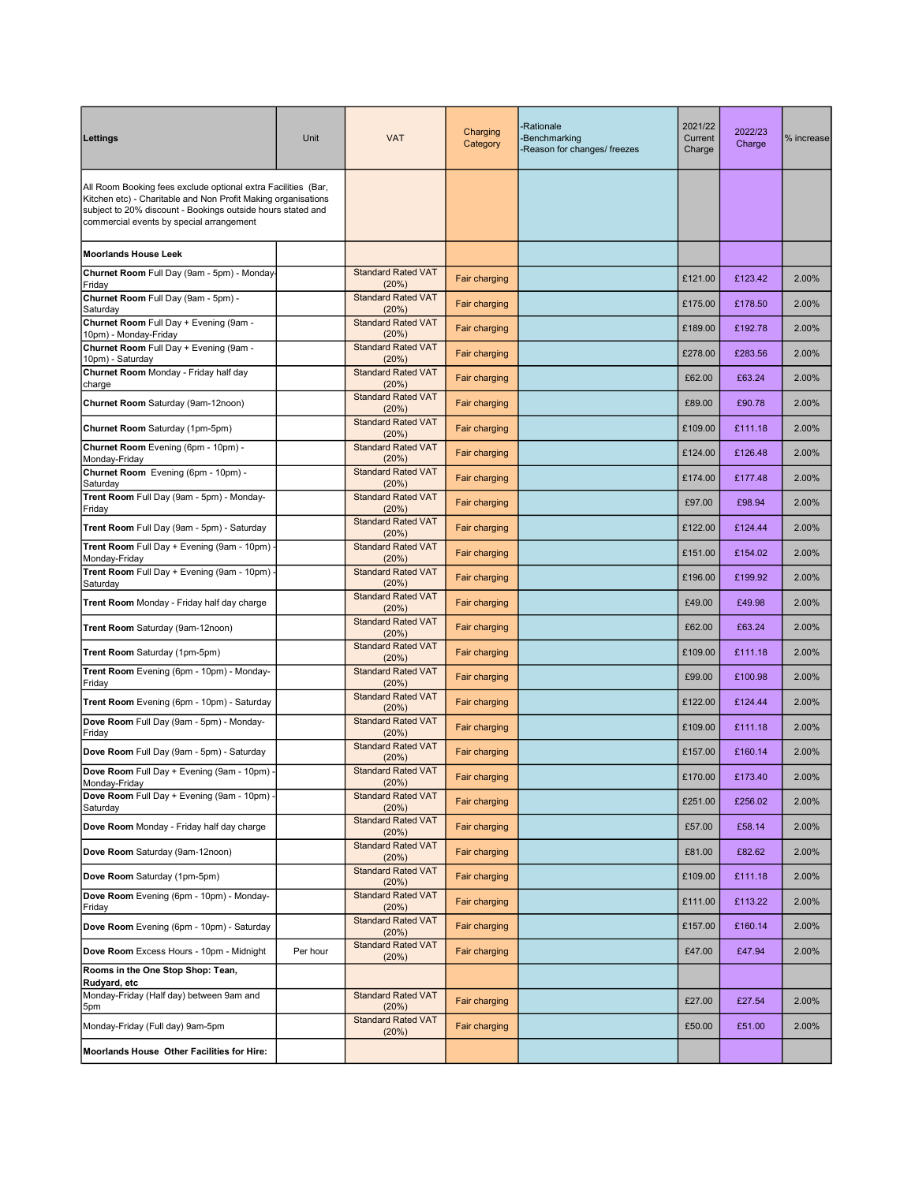| Lettings | Unit | VAT | Charging Category | -Rationale<br>-Benchmarking<br>-Reason for changes/ freezes | 2021/22 Current Charge | 2022/23 Charge | % increase |
|---|---|---|---|---|---|---|---|
| All Room Booking fees exclude optional extra Facilities (Bar, Kitchen etc) - Charitable and Non Profit Making organisations subject to 20% discount - Bookings outside hours stated and commercial events by special arrangement | | | | | | | |
| **Moorlands House Leek** | | | | | | | |
| **Churnet Room** Full Day (9am - 5pm) - Monday-Friday | | Standard Rated VAT (20%) | Fair charging | | £121.00 | £123.42 | 2.00% |
| **Churnet Room** Full Day (9am - 5pm) - Saturday | | Standard Rated VAT (20%) | Fair charging | | £175.00 | £178.50 | 2.00% |
| **Churnet Room** Full Day + Evening (9am - 10pm) - Monday-Friday | | Standard Rated VAT (20%) | Fair charging | | £189.00 | £192.78 | 2.00% |
| **Churnet Room** Full Day + Evening (9am - 10pm) - Saturday | | Standard Rated VAT (20%) | Fair charging | | £278.00 | £283.56 | 2.00% |
| **Churnet Room** Monday - Friday half day charge | | Standard Rated VAT (20%) | Fair charging | | £62.00 | £63.24 | 2.00% |
| **Churnet Room** Saturday (9am-12noon) | | Standard Rated VAT (20%) | Fair charging | | £89.00 | £90.78 | 2.00% |
| **Churnet Room** Saturday (1pm-5pm) | | Standard Rated VAT (20%) | Fair charging | | £109.00 | £111.18 | 2.00% |
| **Churnet Room** Evening (6pm - 10pm) - Monday-Friday | | Standard Rated VAT (20%) | Fair charging | | £124.00 | £126.48 | 2.00% |
| **Churnet Room** Evening (6pm - 10pm) - Saturday | | Standard Rated VAT (20%) | Fair charging | | £174.00 | £177.48 | 2.00% |
| **Trent Room** Full Day (9am - 5pm) - Monday-Friday | | Standard Rated VAT (20%) | Fair charging | | £97.00 | £98.94 | 2.00% |
| **Trent Room** Full Day (9am - 5pm) - Saturday | | Standard Rated VAT (20%) | Fair charging | | £122.00 | £124.44 | 2.00% |
| **Trent Room** Full Day + Evening (9am - 10pm) - Monday-Friday | | Standard Rated VAT (20%) | Fair charging | | £151.00 | £154.02 | 2.00% |
| **Trent Room** Full Day + Evening (9am - 10pm) - Saturday | | Standard Rated VAT (20%) | Fair charging | | £196.00 | £199.92 | 2.00% |
| **Trent Room** Monday - Friday half day charge | | Standard Rated VAT (20%) | Fair charging | | £49.00 | £49.98 | 2.00% |
| **Trent Room** Saturday (9am-12noon) | | Standard Rated VAT (20%) | Fair charging | | £62.00 | £63.24 | 2.00% |
| **Trent Room** Saturday (1pm-5pm) | | Standard Rated VAT (20%) | Fair charging | | £109.00 | £111.18 | 2.00% |
| **Trent Room** Evening (6pm - 10pm) - Monday-Friday | | Standard Rated VAT (20%) | Fair charging | | £99.00 | £100.98 | 2.00% |
| **Trent Room** Evening (6pm - 10pm) - Saturday | | Standard Rated VAT (20%) | Fair charging | | £122.00 | £124.44 | 2.00% |
| **Dove Room** Full Day (9am - 5pm) - Monday-Friday | | Standard Rated VAT (20%) | Fair charging | | £109.00 | £111.18 | 2.00% |
| **Dove Room** Full Day (9am - 5pm) - Saturday | | Standard Rated VAT (20%) | Fair charging | | £157.00 | £160.14 | 2.00% |
| **Dove Room** Full Day + Evening (9am - 10pm) - Monday-Friday | | Standard Rated VAT (20%) | Fair charging | | £170.00 | £173.40 | 2.00% |
| **Dove Room** Full Day + Evening (9am - 10pm) - Saturday | | Standard Rated VAT (20%) | Fair charging | | £251.00 | £256.02 | 2.00% |
| **Dove Room** Monday - Friday half day charge | | Standard Rated VAT (20%) | Fair charging | | £57.00 | £58.14 | 2.00% |
| **Dove Room** Saturday (9am-12noon) | | Standard Rated VAT (20%) | Fair charging | | £81.00 | £82.62 | 2.00% |
| **Dove Room** Saturday (1pm-5pm) | | Standard Rated VAT (20%) | Fair charging | | £109.00 | £111.18 | 2.00% |
| **Dove Room** Evening (6pm - 10pm) - Monday-Friday | | Standard Rated VAT (20%) | Fair charging | | £111.00 | £113.22 | 2.00% |
| **Dove Room** Evening (6pm - 10pm) - Saturday | | Standard Rated VAT (20%) | Fair charging | | £157.00 | £160.14 | 2.00% |
| **Dove Room** Excess Hours - 10pm - Midnight | Per hour | Standard Rated VAT (20%) | Fair charging | | £47.00 | £47.94 | 2.00% |
| **Rooms in the One Stop Shop: Tean, Rudyard, etc** | | | | | | | |
| Monday-Friday (Half day) between 9am and 5pm | | Standard Rated VAT (20%) | Fair charging | | £27.00 | £27.54 | 2.00% |
| Monday-Friday (Full day) 9am-5pm | | Standard Rated VAT (20%) | Fair charging | | £50.00 | £51.00 | 2.00% |
| **Moorlands House Other Facilities for Hire:** | | | | | | | |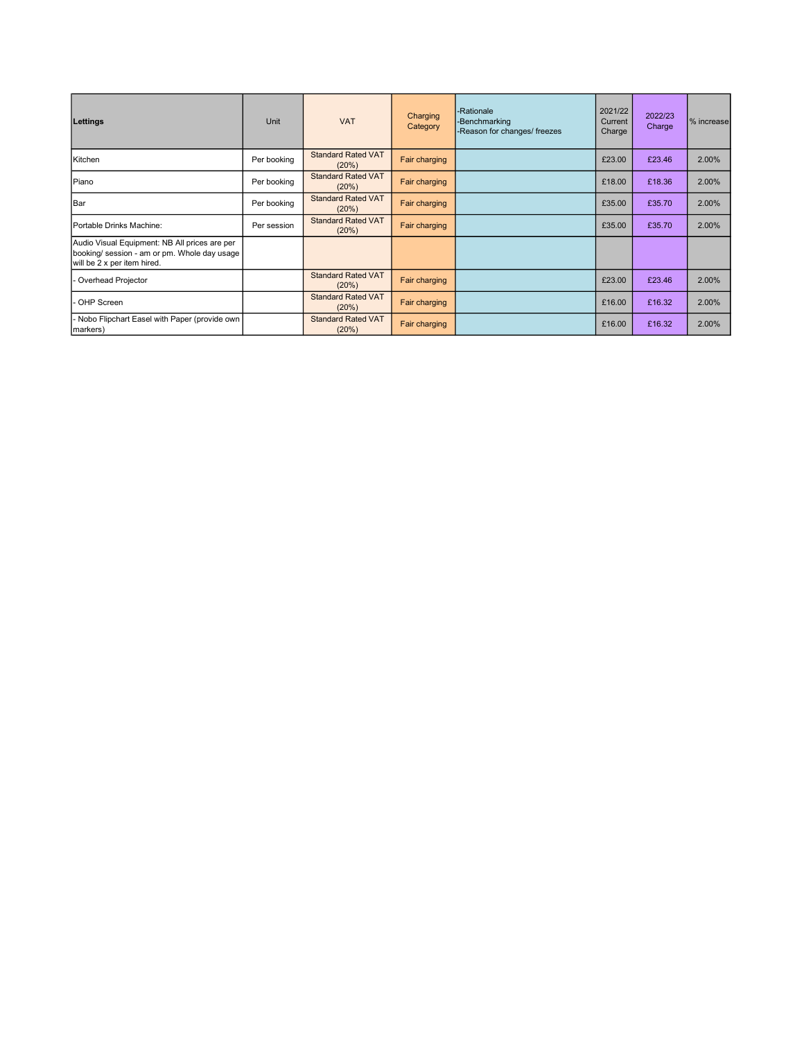| **Lettings** | Unit | VAT | Charging Category | -Rationale<br>-Benchmarking<br>-Reason for changes/ freezes | 2021/22 Current Charge | 2022/23 Charge | % increase |
|---|---|---|---|---|---|---|---|
| Kitchen | Per booking | Standard Rated VAT (20%) | Fair charging | | £23.00 | £23.46 | 2.00% |
| Piano | Per booking | Standard Rated VAT (20%) | Fair charging | | £18.00 | £18.36 | 2.00% |
| Bar | Per booking | Standard Rated VAT (20%) | Fair charging | | £35.00 | £35.70 | 2.00% |
| Portable Drinks Machine: | Per session | Standard Rated VAT (20%) | Fair charging | | £35.00 | £35.70 | 2.00% |
| Audio Visual Equipment: NB All prices are per booking/ session - am or pm. Whole day usage will be 2 x per item hired. | | | | | | | |
| - Overhead Projector | | Standard Rated VAT (20%) | Fair charging | | £23.00 | £23.46 | 2.00% |
| - OHP Screen | | Standard Rated VAT (20%) | Fair charging | | £16.00 | £16.32 | 2.00% |
| - Nobo Flipchart Easel with Paper (provide own markers) | | Standard Rated VAT (20%) | Fair charging | | £16.00 | £16.32 | 2.00% |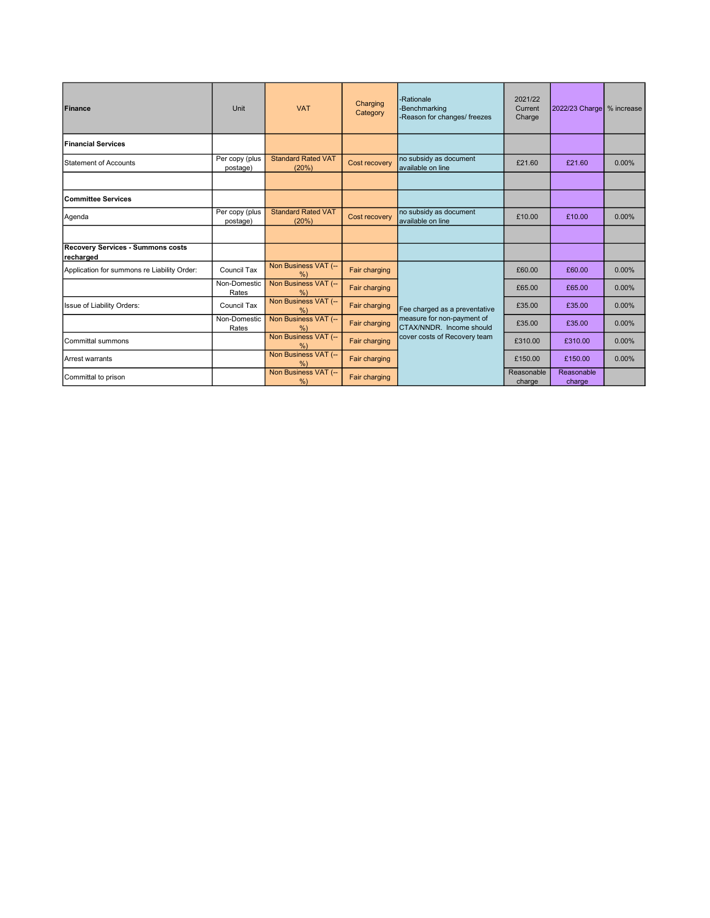| Finance | Unit | VAT | Charging Category | -Rationale<br>-Benchmarking<br>-Reason for changes/ freezes | 2021/22 Current Charge | 2022/23 Charge | % increase |
|---|---|---|---|---|---|---|---|
| **Financial Services** | | | | | | | |
| Statement of Accounts | Per copy (plus postage) | Standard Rated VAT (20%) | Cost recovery | no subsidy as document available on line | £21.60 | £21.60 | 0.00% |
| | | | | | | | |
| **Committee Services** | | | | | | | |
| Agenda | Per copy (plus postage) | Standard Rated VAT (20%) | Cost recovery | no subsidy as document available on line | £10.00 | £10.00 | 0.00% |
| | | | | | | | |
| **Recovery Services - Summons costs recharged** | | | | | | | |
| Application for summons re Liability Order: | Council Tax | Non Business VAT (--%) | Fair charging | Fee charged as a preventative measure for non-payment of CTAX/NNDR. Income should cover costs of Recovery team | £60.00 | £60.00 | 0.00% |
| | Non-Domestic Rates | Non Business VAT (--%) | Fair charging | | £65.00 | £65.00 | 0.00% |
| Issue of Liability Orders: | Council Tax | Non Business VAT (--%) | Fair charging | | £35.00 | £35.00 | 0.00% |
| | Non-Domestic Rates | Non Business VAT (--%) | Fair charging | | £35.00 | £35.00 | 0.00% |
| Committal summons | | Non Business VAT (--%) | Fair charging | | £310.00 | £310.00 | 0.00% |
| Arrest warrants | | Non Business VAT (--%) | Fair charging | | £150.00 | £150.00 | 0.00% |
| Committal to prison | | Non Business VAT (--%) | Fair charging | | Reasonable charge | Reasonable charge | |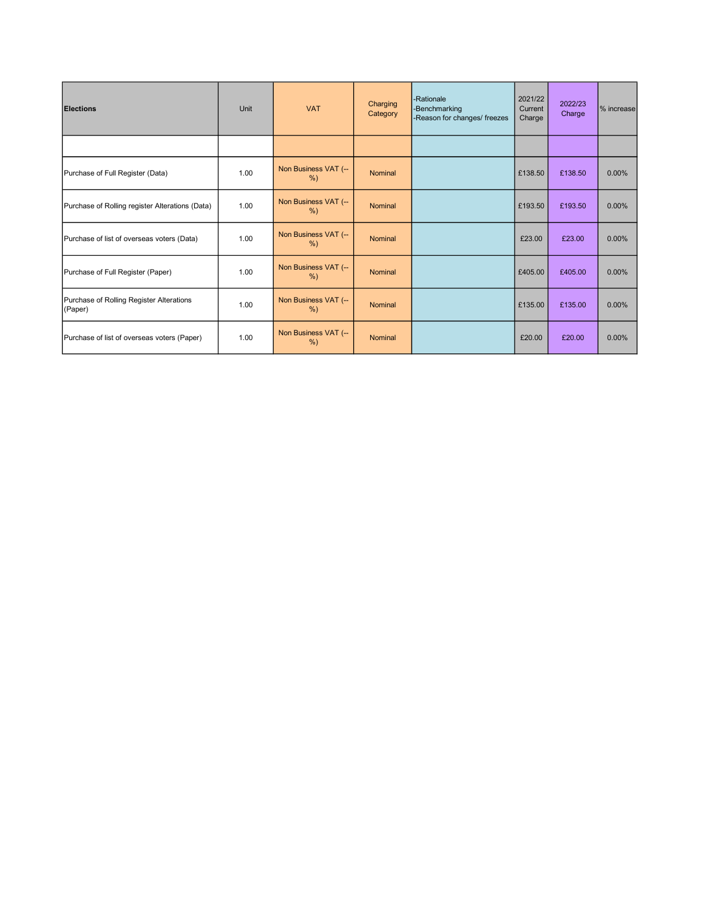| **Elections** | Unit | VAT | Charging Category | -Rationale<br>-Benchmarking<br>-Reason for changes/ freezes | 2021/22 Current Charge | 2022/23 Charge | % increase |
|---|---|---|---|---|---|---|---|
| | | | | | | | |
| Purchase of Full Register (Data) | 1.00 | Non Business VAT (--%) | Nominal | | £138.50 | £138.50 | 0.00% |
| Purchase of Rolling register Alterations (Data) | 1.00 | Non Business VAT (--%) | Nominal | | £193.50 | £193.50 | 0.00% |
| Purchase of list of overseas voters (Data) | 1.00 | Non Business VAT (--%) | Nominal | | £23.00 | £23.00 | 0.00% |
| Purchase of Full Register (Paper) | 1.00 | Non Business VAT (--%) | Nominal | | £405.00 | £405.00 | 0.00% |
| Purchase of Rolling Register Alterations (Paper) | 1.00 | Non Business VAT (--%) | Nominal | | £135.00 | £135.00 | 0.00% |
| Purchase of list of overseas voters (Paper) | 1.00 | Non Business VAT (--%) | Nominal | | £20.00 | £20.00 | 0.00% |